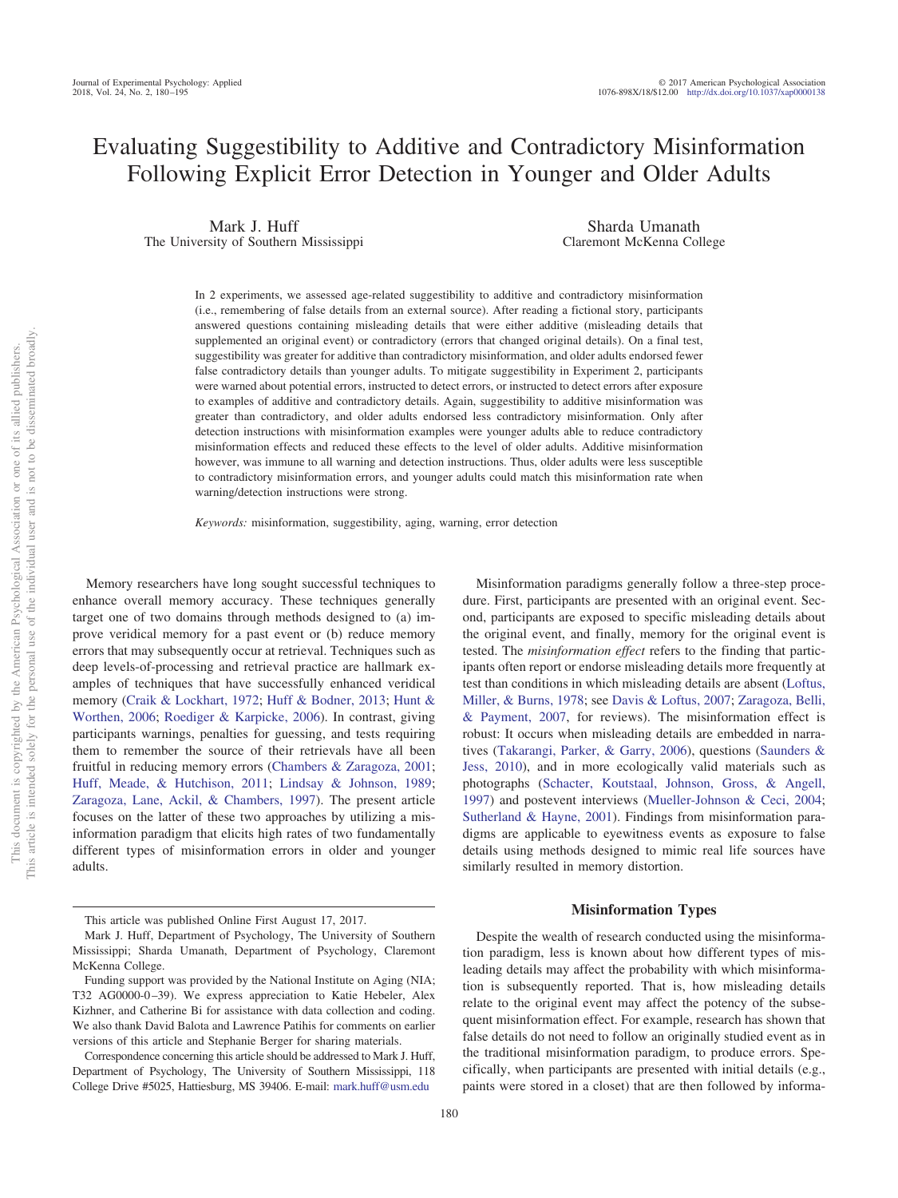# Evaluating Suggestibility to Additive and Contradictory Misinformation Following Explicit Error Detection in Younger and Older Adults

Mark J. Huff
The University of Southern Mississippi

Sharda Umanath
Claremont McKenna College

In 2 experiments, we assessed age-related suggestibility to additive and contradictory misinformation (i.e., remembering of false details from an external source). After reading a fictional story, participants answered questions containing misleading details that were either additive (misleading details that supplemented an original event) or contradictory (errors that changed original details). On a final test, suggestibility was greater for additive than contradictory misinformation, and older adults endorsed fewer false contradictory details than younger adults. To mitigate suggestibility in Experiment 2, participants were warned about potential errors, instructed to detect errors, or instructed to detect errors after exposure to examples of additive and contradictory details. Again, suggestibility to additive misinformation was greater than contradictory, and older adults endorsed less contradictory misinformation. Only after detection instructions with misinformation examples were younger adults able to reduce contradictory misinformation effects and reduced these effects to the level of older adults. Additive misinformation however, was immune to all warning and detection instructions. Thus, older adults were less susceptible to contradictory misinformation errors, and younger adults could match this misinformation rate when warning/detection instructions were strong.

*Keywords:* misinformation, suggestibility, aging, warning, error detection

Memory researchers have long sought successful techniques to enhance overall memory accuracy. These techniques generally target one of two domains through methods designed to (a) improve veridical memory for a past event or (b) reduce memory errors that may subsequently occur at retrieval. Techniques such as deep levels-of-processing and retrieval practice are hallmark examples of techniques that have successfully enhanced veridical memory (Craik & Lockhart, 1972; Huff & Bodner, 2013; Hunt & Worthen, 2006; Roediger & Karpicke, 2006). In contrast, giving participants warnings, penalties for guessing, and tests requiring them to remember the source of their retrievals have all been fruitful in reducing memory errors (Chambers & Zaragoza, 2001; Huff, Meade, & Hutchison, 2011; Lindsay & Johnson, 1989; Zaragoza, Lane, Ackil, & Chambers, 1997). The present article focuses on the latter of these two approaches by utilizing a misinformation paradigm that elicits high rates of two fundamentally different types of misinformation errors in older and younger adults.

Misinformation paradigms generally follow a three-step procedure. First, participants are presented with an original event. Second, participants are exposed to specific misleading details about the original event, and finally, memory for the original event is tested. The *misinformation effect* refers to the finding that participants often report or endorse misleading details more frequently at test than conditions in which misleading details are absent (Loftus, Miller, & Burns, 1978; see Davis & Loftus, 2007; Zaragoza, Belli, & Payment, 2007, for reviews). The misinformation effect is robust: It occurs when misleading details are embedded in narratives (Takarangi, Parker, & Garry, 2006), questions (Saunders & Jess, 2010), and in more ecologically valid materials such as photographs (Schacter, Koutstaal, Johnson, Gross, & Angell, 1997) and postevent interviews (Mueller-Johnson & Ceci, 2004; Sutherland & Hayne, 2001). Findings from misinformation paradigms are applicable to eyewitness events as exposure to false details using methods designed to mimic real life sources have similarly resulted in memory distortion.

## Misinformation Types

Despite the wealth of research conducted using the misinformation paradigm, less is known about how different types of misleading details may affect the probability with which misinformation is subsequently reported. That is, how misleading details relate to the original event may affect the potency of the subsequent misinformation effect. For example, research has shown that false details do not need to follow an originally studied event as in the traditional misinformation paradigm, to produce errors. Specifically, when participants are presented with initial details (e.g., paints were stored in a closet) that are then followed by informa-

---

This article was published Online First August 17, 2017.

Mark J. Huff, Department of Psychology, The University of Southern Mississippi; Sharda Umanath, Department of Psychology, Claremont McKenna College.

Funding support was provided by the National Institute on Aging (NIA; T32 AG0000-0–39). We express appreciation to Katie Hebeler, Alex Kizhner, and Catherine Bi for assistance with data collection and coding. We also thank David Balota and Lawrence Patihis for comments on earlier versions of this article and Stephanie Berger for sharing materials.

Correspondence concerning this article should be addressed to Mark J. Huff, Department of Psychology, The University of Southern Mississippi, 118 College Drive #5025, Hattiesburg, MS 39406. E-mail: mark.huff@usm.edu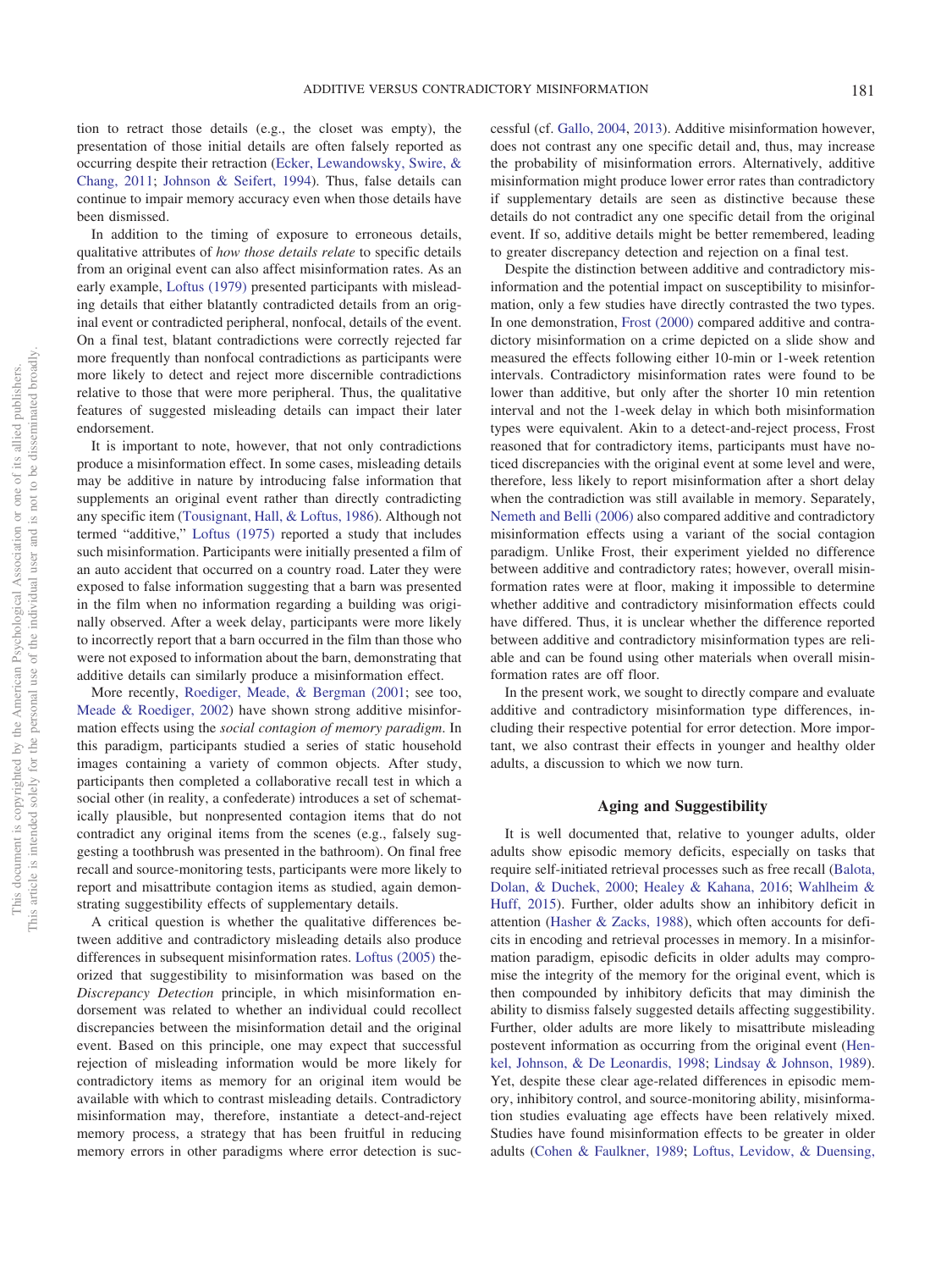tion to retract those details (e.g., the closet was empty), the presentation of those initial details are often falsely reported as occurring despite their retraction (Ecker, Lewandowsky, Swire, & Chang, 2011; Johnson & Seifert, 1994). Thus, false details can continue to impair memory accuracy even when those details have been dismissed.

In addition to the timing of exposure to erroneous details, qualitative attributes of *how those details relate* to specific details from an original event can also affect misinformation rates. As an early example, Loftus (1979) presented participants with misleading details that either blatantly contradicted details from an original event or contradicted peripheral, nonfocal, details of the event. On a final test, blatant contradictions were correctly rejected far more frequently than nonfocal contradictions as participants were more likely to detect and reject more discernible contradictions relative to those that were more peripheral. Thus, the qualitative features of suggested misleading details can impact their later endorsement.

It is important to note, however, that not only contradictions produce a misinformation effect. In some cases, misleading details may be additive in nature by introducing false information that supplements an original event rather than directly contradicting any specific item (Tousignant, Hall, & Loftus, 1986). Although not termed "additive," Loftus (1975) reported a study that includes such misinformation. Participants were initially presented a film of an auto accident that occurred on a country road. Later they were exposed to false information suggesting that a barn was presented in the film when no information regarding a building was originally observed. After a week delay, participants were more likely to incorrectly report that a barn occurred in the film than those who were not exposed to information about the barn, demonstrating that additive details can similarly produce a misinformation effect.

More recently, Roediger, Meade, & Bergman (2001; see too, Meade & Roediger, 2002) have shown strong additive misinformation effects using the *social contagion of memory paradigm*. In this paradigm, participants studied a series of static household images containing a variety of common objects. After study, participants then completed a collaborative recall test in which a social other (in reality, a confederate) introduces a set of schematically plausible, but nonpresented contagion items that do not contradict any original items from the scenes (e.g., falsely suggesting a toothbrush was presented in the bathroom). On final free recall and source-monitoring tests, participants were more likely to report and misattribute contagion items as studied, again demonstrating suggestibility effects of supplementary details.

A critical question is whether the qualitative differences between additive and contradictory misleading details also produce differences in subsequent misinformation rates. Loftus (2005) theorized that suggestibility to misinformation was based on the *Discrepancy Detection* principle, in which misinformation endorsement was related to whether an individual could recollect discrepancies between the misinformation detail and the original event. Based on this principle, one may expect that successful rejection of misleading information would be more likely for contradictory items as memory for an original item would be available with which to contrast misleading details. Contradictory misinformation may, therefore, instantiate a detect-and-reject memory process, a strategy that has been fruitful in reducing memory errors in other paradigms where error detection is successful (cf. Gallo, 2004, 2013). Additive misinformation however, does not contrast any one specific detail and, thus, may increase the probability of misinformation errors. Alternatively, additive misinformation might produce lower error rates than contradictory if supplementary details are seen as distinctive because these details do not contradict any one specific detail from the original event. If so, additive details might be better remembered, leading to greater discrepancy detection and rejection on a final test.

Despite the distinction between additive and contradictory misinformation and the potential impact on susceptibility to misinformation, only a few studies have directly contrasted the two types. In one demonstration, Frost (2000) compared additive and contradictory misinformation on a crime depicted on a slide show and measured the effects following either 10-min or 1-week retention intervals. Contradictory misinformation rates were found to be lower than additive, but only after the shorter 10 min retention interval and not the 1-week delay in which both misinformation types were equivalent. Akin to a detect-and-reject process, Frost reasoned that for contradictory items, participants must have noticed discrepancies with the original event at some level and were, therefore, less likely to report misinformation after a short delay when the contradiction was still available in memory. Separately, Nemeth and Belli (2006) also compared additive and contradictory misinformation effects using a variant of the social contagion paradigm. Unlike Frost, their experiment yielded no difference between additive and contradictory rates; however, overall misinformation rates were at floor, making it impossible to determine whether additive and contradictory misinformation effects could have differed. Thus, it is unclear whether the difference reported between additive and contradictory misinformation types are reliable and can be found using other materials when overall misinformation rates are off floor.

In the present work, we sought to directly compare and evaluate additive and contradictory misinformation type differences, including their respective potential for error detection. More important, we also contrast their effects in younger and healthy older adults, a discussion to which we now turn.

## Aging and Suggestibility

It is well documented that, relative to younger adults, older adults show episodic memory deficits, especially on tasks that require self-initiated retrieval processes such as free recall (Balota, Dolan, & Duchek, 2000; Healey & Kahana, 2016; Wahlheim & Huff, 2015). Further, older adults show an inhibitory deficit in attention (Hasher & Zacks, 1988), which often accounts for deficits in encoding and retrieval processes in memory. In a misinformation paradigm, episodic deficits in older adults may compromise the integrity of the memory for the original event, which is then compounded by inhibitory deficits that may diminish the ability to dismiss falsely suggested details affecting suggestibility. Further, older adults are more likely to misattribute misleading postevent information as occurring from the original event (Henkel, Johnson, & De Leonardis, 1998; Lindsay & Johnson, 1989). Yet, despite these clear age-related differences in episodic memory, inhibitory control, and source-monitoring ability, misinformation studies evaluating age effects have been relatively mixed. Studies have found misinformation effects to be greater in older adults (Cohen & Faulkner, 1989; Loftus, Levidow, & Duensing,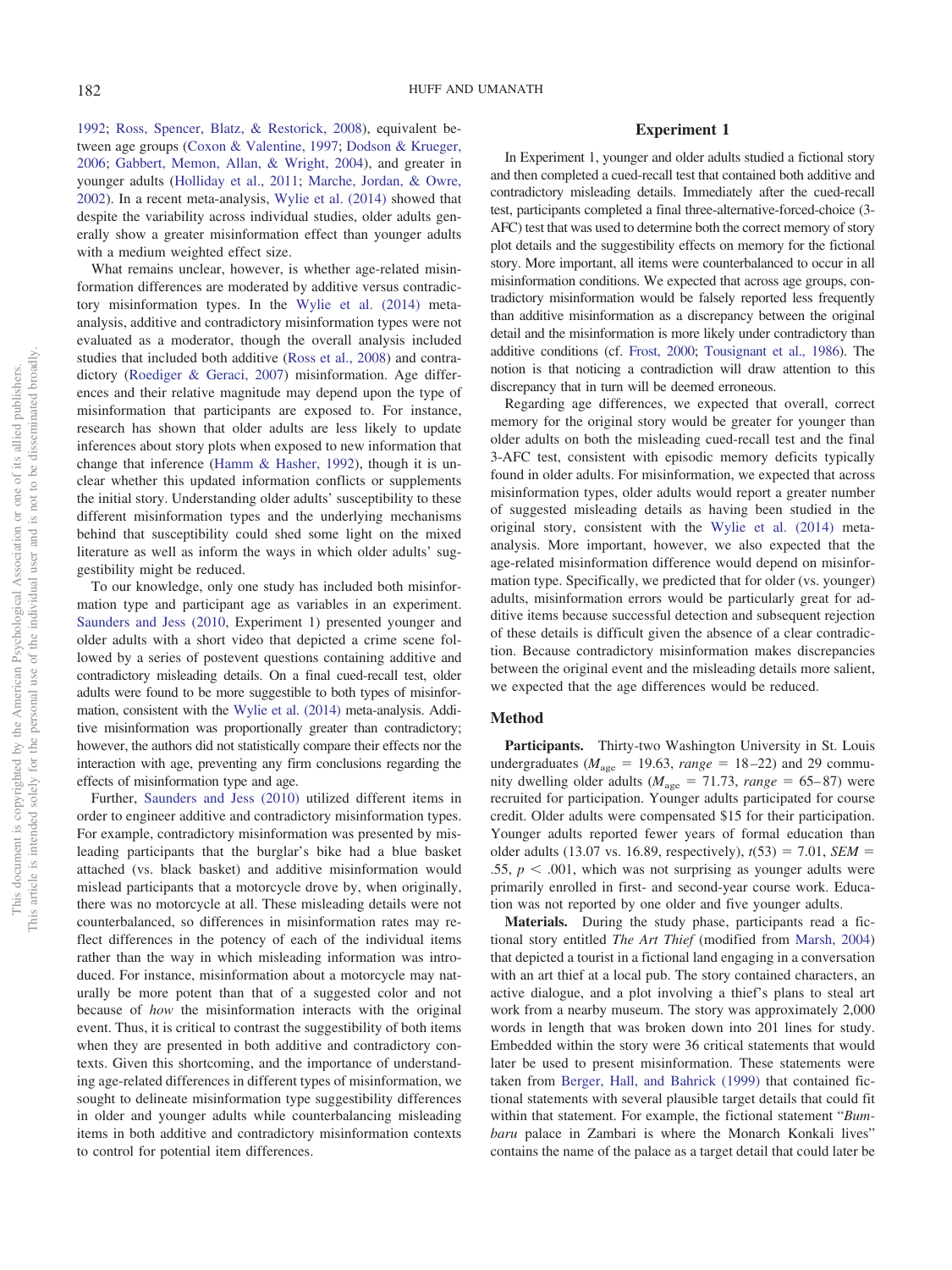1992; Ross, Spencer, Blatz, & Restorick, 2008), equivalent between age groups (Coxon & Valentine, 1997; Dodson & Krueger, 2006; Gabbert, Memon, Allan, & Wright, 2004), and greater in younger adults (Holliday et al., 2011; Marche, Jordan, & Owre, 2002). In a recent meta-analysis, Wylie et al. (2014) showed that despite the variability across individual studies, older adults generally show a greater misinformation effect than younger adults with a medium weighted effect size.

What remains unclear, however, is whether age-related misinformation differences are moderated by additive versus contradictory misinformation types. In the Wylie et al. (2014) meta-analysis, additive and contradictory misinformation types were not evaluated as a moderator, though the overall analysis included studies that included both additive (Ross et al., 2008) and contradictory (Roediger & Geraci, 2007) misinformation. Age differences and their relative magnitude may depend upon the type of misinformation that participants are exposed to. For instance, research has shown that older adults are less likely to update inferences about story plots when exposed to new information that change that inference (Hamm & Hasher, 1992), though it is unclear whether this updated information conflicts or supplements the initial story. Understanding older adults' susceptibility to these different misinformation types and the underlying mechanisms behind that susceptibility could shed some light on the mixed literature as well as inform the ways in which older adults' suggestibility might be reduced.

To our knowledge, only one study has included both misinformation type and participant age as variables in an experiment. Saunders and Jess (2010, Experiment 1) presented younger and older adults with a short video that depicted a crime scene followed by a series of postevent questions containing additive and contradictory misleading details. On a final cued-recall test, older adults were found to be more suggestible to both types of misinformation, consistent with the Wylie et al. (2014) meta-analysis. Additive misinformation was proportionally greater than contradictory; however, the authors did not statistically compare their effects nor the interaction with age, preventing any firm conclusions regarding the effects of misinformation type and age.

Further, Saunders and Jess (2010) utilized different items in order to engineer additive and contradictory misinformation types. For example, contradictory misinformation was presented by misleading participants that the burglar's bike had a blue basket attached (vs. black basket) and additive misinformation would mislead participants that a motorcycle drove by, when originally, there was no motorcycle at all. These misleading details were not counterbalanced, so differences in misinformation rates may reflect differences in the potency of each of the individual items rather than the way in which misleading information was introduced. For instance, misinformation about a motorcycle may naturally be more potent than that of a suggested color and not because of *how* the misinformation interacts with the original event. Thus, it is critical to contrast the suggestibility of both items when they are presented in both additive and contradictory contexts. Given this shortcoming, and the importance of understanding age-related differences in different types of misinformation, we sought to delineate misinformation type suggestibility differences in older and younger adults while counterbalancing misleading items in both additive and contradictory misinformation contexts to control for potential item differences.

## Experiment 1

In Experiment 1, younger and older adults studied a fictional story and then completed a cued-recall test that contained both additive and contradictory misleading details. Immediately after the cued-recall test, participants completed a final three-alternative-forced-choice (3-AFC) test that was used to determine both the correct memory of story plot details and the suggestibility effects on memory for the fictional story. More important, all items were counterbalanced to occur in all misinformation conditions. We expected that across age groups, contradictory misinformation would be falsely reported less frequently than additive misinformation as a discrepancy between the original detail and the misinformation is more likely under contradictory than additive conditions (cf. Frost, 2000; Tousignant et al., 1986). The notion is that noticing a contradiction will draw attention to this discrepancy that in turn will be deemed erroneous.

Regarding age differences, we expected that overall, correct memory for the original story would be greater for younger than older adults on both the misleading cued-recall test and the final 3-AFC test, consistent with episodic memory deficits typically found in older adults. For misinformation, we expected that across misinformation types, older adults would report a greater number of suggested misleading details as having been studied in the original story, consistent with the Wylie et al. (2014) meta-analysis. More important, however, we also expected that the age-related misinformation difference would depend on misinformation type. Specifically, we predicted that for older (vs. younger) adults, misinformation errors would be particularly great for additive items because successful detection and subsequent rejection of these details is difficult given the absence of a clear contradiction. Because contradictory misinformation makes discrepancies between the original event and the misleading details more salient, we expected that the age differences would be reduced.

### Method

**Participants.** Thirty-two Washington University in St. Louis undergraduates ($M_{\text{age}}$ = 19.63, *range* = 18–22) and 29 community dwelling older adults ($M_{\text{age}}$ = 71.73, *range* = 65–87) were recruited for participation. Younger adults participated for course credit. Older adults were compensated $15 for their participation. Younger adults reported fewer years of formal education than older adults (13.07 vs. 16.89, respectively), $t(53) = 7.01$, $SEM = .55$, $p < .001$, which was not surprising as younger adults were primarily enrolled in first- and second-year course work. Education was not reported by one older and five younger adults.

**Materials.** During the study phase, participants read a fictional story entitled *The Art Thief* (modified from Marsh, 2004) that depicted a tourist in a fictional land engaging in a conversation with an art thief at a local pub. The story contained characters, an active dialogue, and a plot involving a thief's plans to steal art work from a nearby museum. The story was approximately 2,000 words in length that was broken down into 201 lines for study. Embedded within the story were 36 critical statements that would later be used to present misinformation. These statements were taken from Berger, Hall, and Bahrick (1999) that contained fictional statements with several plausible target details that could fit within that statement. For example, the fictional statement "*Bumbaru* palace in Zambari is where the Monarch Konkali lives" contains the name of the palace as a target detail that could later be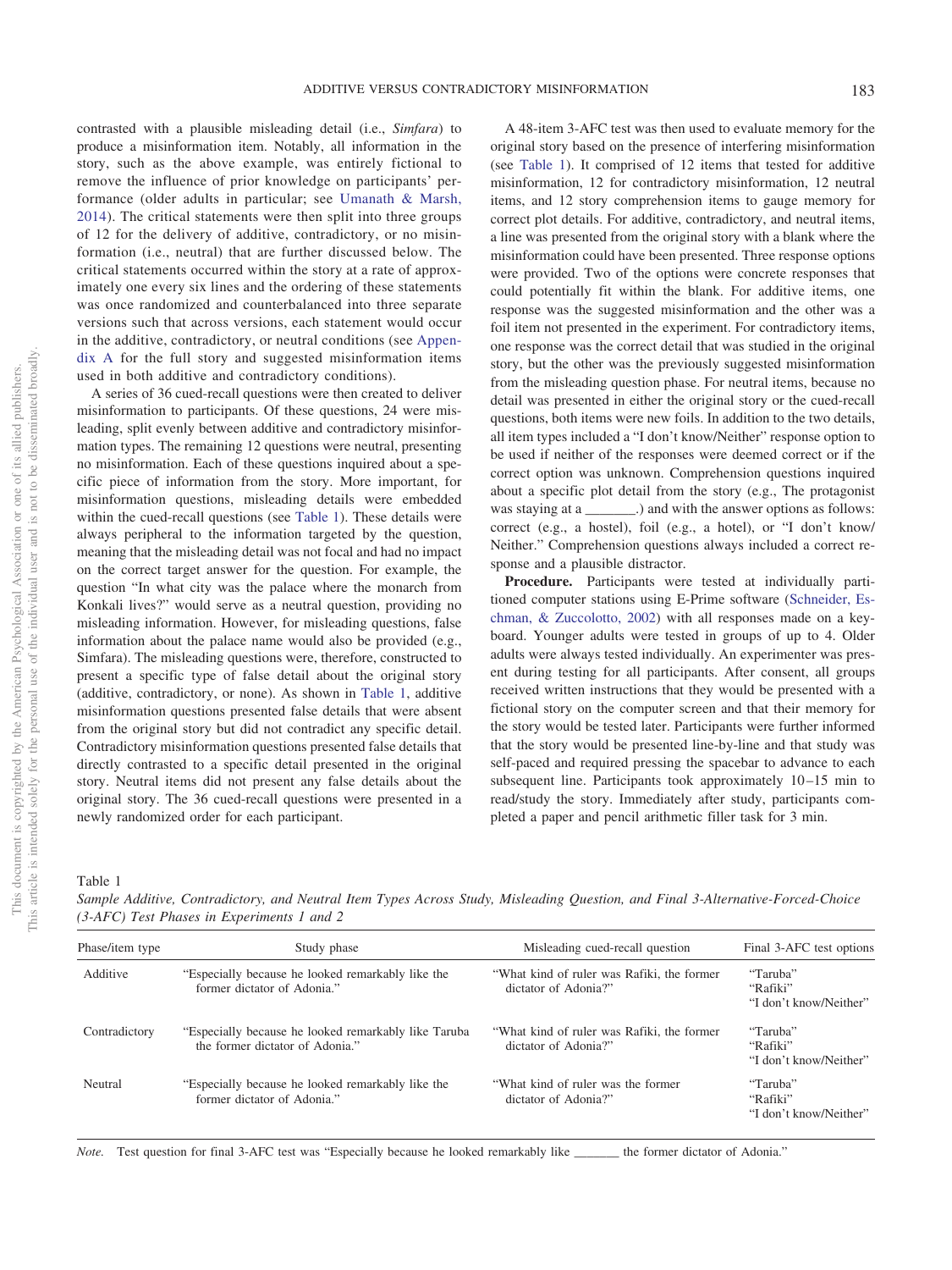contrasted with a plausible misleading detail (i.e., *Simfara*) to produce a misinformation item. Notably, all information in the story, such as the above example, was entirely fictional to remove the influence of prior knowledge on participants' performance (older adults in particular; see Umanath & Marsh, 2014). The critical statements were then split into three groups of 12 for the delivery of additive, contradictory, or no misinformation (i.e., neutral) that are further discussed below. The critical statements occurred within the story at a rate of approximately one every six lines and the ordering of these statements was once randomized and counterbalanced into three separate versions such that across versions, each statement would occur in the additive, contradictory, or neutral conditions (see Appendix A for the full story and suggested misinformation items used in both additive and contradictory conditions).

A series of 36 cued-recall questions were then created to deliver misinformation to participants. Of these questions, 24 were misleading, split evenly between additive and contradictory misinformation types. The remaining 12 questions were neutral, presenting no misinformation. Each of these questions inquired about a specific piece of information from the story. More important, for misinformation questions, misleading details were embedded within the cued-recall questions (see Table 1). These details were always peripheral to the information targeted by the question, meaning that the misleading detail was not focal and had no impact on the correct target answer for the question. For example, the question "In what city was the palace where the monarch from Konkali lives?" would serve as a neutral question, providing no misleading information. However, for misleading questions, false information about the palace name would also be provided (e.g., Simfara). The misleading questions were, therefore, constructed to present a specific type of false detail about the original story (additive, contradictory, or none). As shown in Table 1, additive misinformation questions presented false details that were absent from the original story but did not contradict any specific detail. Contradictory misinformation questions presented false details that directly contrasted to a specific detail presented in the original story. Neutral items did not present any false details about the original story. The 36 cued-recall questions were presented in a newly randomized order for each participant.

A 48-item 3-AFC test was then used to evaluate memory for the original story based on the presence of interfering misinformation (see Table 1). It comprised of 12 items that tested for additive misinformation, 12 for contradictory misinformation, 12 neutral items, and 12 story comprehension items to gauge memory for correct plot details. For additive, contradictory, and neutral items, a line was presented from the original story with a blank where the misinformation could have been presented. Three response options were provided. Two of the options were concrete responses that could potentially fit within the blank. For additive items, one response was the suggested misinformation and the other was a foil item not presented in the experiment. For contradictory items, one response was the correct detail that was studied in the original story, but the other was the previously suggested misinformation from the misleading question phase. For neutral items, because no detail was presented in either the original story or the cued-recall questions, both items were new foils. In addition to the two details, all item types included a "I don't know/Neither" response option to be used if neither of the responses were deemed correct or if the correct option was unknown. Comprehension questions inquired about a specific plot detail from the story (e.g., The protagonist was staying at a _______.) and with the answer options as follows: correct (e.g., a hostel), foil (e.g., a hotel), or "I don't know/Neither." Comprehension questions always included a correct response and a plausible distractor.

**Procedure.** Participants were tested at individually partitioned computer stations using E-Prime software (Schneider, Eschman, & Zuccolotto, 2002) with all responses made on a keyboard. Younger adults were tested in groups of up to 4. Older adults were always tested individually. An experimenter was present during testing for all participants. After consent, all groups received written instructions that they would be presented with a fictional story on the computer screen and that their memory for the story would be tested later. Participants were further informed that the story would be presented line-by-line and that study was self-paced and required pressing the spacebar to advance to each subsequent line. Participants took approximately 10–15 min to read/study the story. Immediately after study, participants completed a paper and pencil arithmetic filler task for 3 min.

Table 1
*Sample Additive, Contradictory, and Neutral Item Types Across Study, Misleading Question, and Final 3-Alternative-Forced-Choice (3-AFC) Test Phases in Experiments 1 and 2*

| Phase/item type | Study phase | Misleading cued-recall question | Final 3-AFC test options |
|---|---|---|---|
| Additive | "Especially because he looked remarkably like the former dictator of Adonia." | "What kind of ruler was Rafiki, the former dictator of Adonia?" | "Taruba" "Rafiki" "I don't know/Neither" |
| Contradictory | "Especially because he looked remarkably like Taruba the former dictator of Adonia." | "What kind of ruler was Rafiki, the former dictator of Adonia?" | "Taruba" "Rafiki" "I don't know/Neither" |
| Neutral | "Especially because he looked remarkably like the former dictator of Adonia." | "What kind of ruler was the former dictator of Adonia?" | "Taruba" "Rafiki" "I don't know/Neither" |

*Note.* Test question for final 3-AFC test was "Especially because he looked remarkably like _______ the former dictator of Adonia."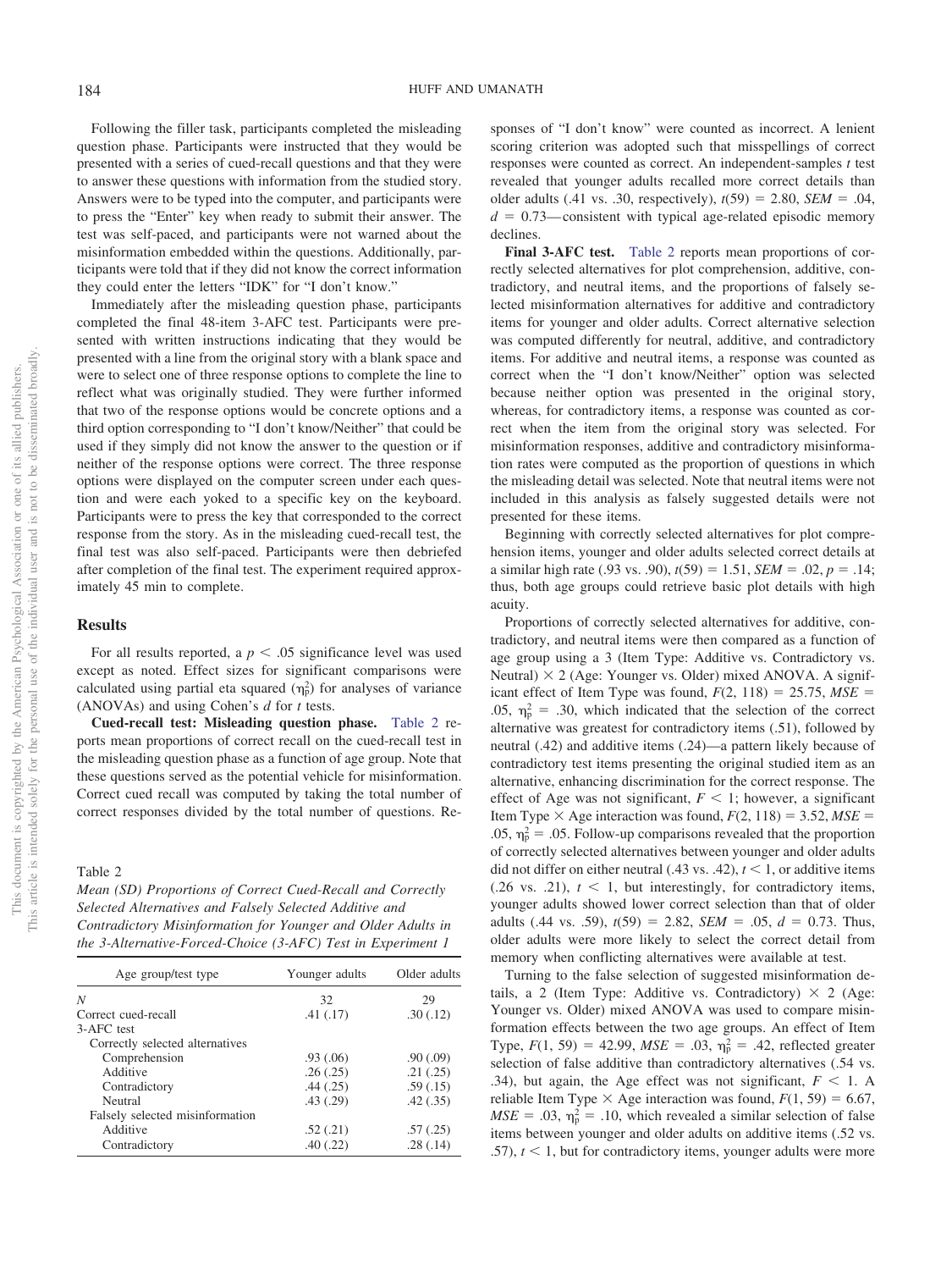Following the filler task, participants completed the misleading question phase. Participants were instructed that they would be presented with a series of cued-recall questions and that they were to answer these questions with information from the studied story. Answers were to be typed into the computer, and participants were to press the "Enter" key when ready to submit their answer. The test was self-paced, and participants were not warned about the misinformation embedded within the questions. Additionally, participants were told that if they did not know the correct information they could enter the letters "IDK" for "I don't know."

Immediately after the misleading question phase, participants completed the final 48-item 3-AFC test. Participants were presented with written instructions indicating that they would be presented with a line from the original story with a blank space and were to select one of three response options to complete the line to reflect what was originally studied. They were further informed that two of the response options would be concrete options and a third option corresponding to "I don't know/Neither" that could be used if they simply did not know the answer to the question or if neither of the response options were correct. The three response options were displayed on the computer screen under each question and were each yoked to a specific key on the keyboard. Participants were to press the key that corresponded to the correct response from the story. As in the misleading cued-recall test, the final test was also self-paced. Participants were then debriefed after completion of the final test. The experiment required approximately 45 min to complete.

## Results

For all results reported, a $p < .05$ significance level was used except as noted. Effect sizes for significant comparisons were calculated using partial eta squared ($\eta_p^2$) for analyses of variance (ANOVAs) and using Cohen's $d$ for $t$ tests.

**Cued-recall test: Misleading question phase.** Table 2 reports mean proportions of correct recall on the cued-recall test in the misleading question phase as a function of age group. Note that these questions served as the potential vehicle for misinformation. Correct cued recall was computed by taking the total number of correct responses divided by the total number of questions. Responses of "I don't know" were counted as incorrect. A lenient scoring criterion was adopted such that misspellings of correct responses were counted as correct. An independent-samples $t$ test revealed that younger adults recalled more correct details than older adults (.41 vs. .30, respectively), $t(59) = 2.80$, $SEM = .04$, $d = 0.73$—consistent with typical age-related episodic memory declines.

Table 2
*Mean (SD) Proportions of Correct Cued-Recall and Correctly Selected Alternatives and Falsely Selected Additive and Contradictory Misinformation for Younger and Older Adults in the 3-Alternative-Forced-Choice (3-AFC) Test in Experiment 1*

| Age group/test type | Younger adults | Older adults |
|---|---|---|
| $N$ | 32 | 29 |
| Correct cued-recall | .41 (.17) | .30 (.12) |
| 3-AFC test | | |
| Correctly selected alternatives | | |
| Comprehension | .93 (.06) | .90 (.09) |
| Additive | .26 (.25) | .21 (.25) |
| Contradictory | .44 (.25) | .59 (.15) |
| Neutral | .43 (.29) | .42 (.35) |
| Falsely selected misinformation | | |
| Additive | .52 (.21) | .57 (.25) |
| Contradictory | .40 (.22) | .28 (.14) |

**Final 3-AFC test.** Table 2 reports mean proportions of correctly selected alternatives for plot comprehension, additive, contradictory, and neutral items, and the proportions of falsely selected misinformation alternatives for additive and contradictory items for younger and older adults. Correct alternative selection was computed differently for neutral, additive, and contradictory items. For additive and neutral items, a response was counted as correct when the "I don't know/Neither" option was selected because neither option was presented in the original story, whereas, for contradictory items, a response was counted as correct when the item from the original story was selected. For misinformation responses, additive and contradictory misinformation rates were computed as the proportion of questions in which the misleading detail was selected. Note that neutral items were not included in this analysis as falsely suggested details were not presented for these items.

Beginning with correctly selected alternatives for plot comprehension items, younger and older adults selected correct details at a similar high rate (.93 vs. .90), $t(59) = 1.51$, $SEM = .02$, $p = .14$; thus, both age groups could retrieve basic plot details with high acuity.

Proportions of correctly selected alternatives for additive, contradictory, and neutral items were then compared as a function of age group using a 3 (Item Type: Additive vs. Contradictory vs. Neutral) × 2 (Age: Younger vs. Older) mixed ANOVA. A significant effect of Item Type was found, $F(2, 118) = 25.75$, $MSE = .05$, $\eta_p^2 = .30$, which indicated that the selection of the correct alternative was greatest for contradictory items (.51), followed by neutral (.42) and additive items (.24)—a pattern likely because of contradictory test items presenting the original studied item as an alternative, enhancing discrimination for the correct response. The effect of Age was not significant, $F < 1$; however, a significant Item Type × Age interaction was found, $F(2, 118) = 3.52$, $MSE = .05$, $\eta_p^2 = .05$. Follow-up comparisons revealed that the proportion of correctly selected alternatives between younger and older adults did not differ on either neutral (.43 vs. .42), $t < 1$, or additive items (.26 vs. .21), $t < 1$, but interestingly, for contradictory items, younger adults showed lower correct selection than that of older adults (.44 vs. .59), $t(59) = 2.82$, $SEM = .05$, $d = 0.73$. Thus, older adults were more likely to select the correct detail from memory when conflicting alternatives were available at test.

Turning to the false selection of suggested misinformation details, a 2 (Item Type: Additive vs. Contradictory) × 2 (Age: Younger vs. Older) mixed ANOVA was used to compare misinformation effects between the two age groups. An effect of Item Type, $F(1, 59) = 42.99$, $MSE = .03$, $\eta_p^2 = .42$, reflected greater selection of false additive than contradictory alternatives (.54 vs. .34), but again, the Age effect was not significant, $F < 1$. A reliable Item Type × Age interaction was found, $F(1, 59) = 6.67$, $MSE = .03$, $\eta_p^2 = .10$, which revealed a similar selection of false items between younger and older adults on additive items (.52 vs. .57), $t < 1$, but for contradictory items, younger adults were more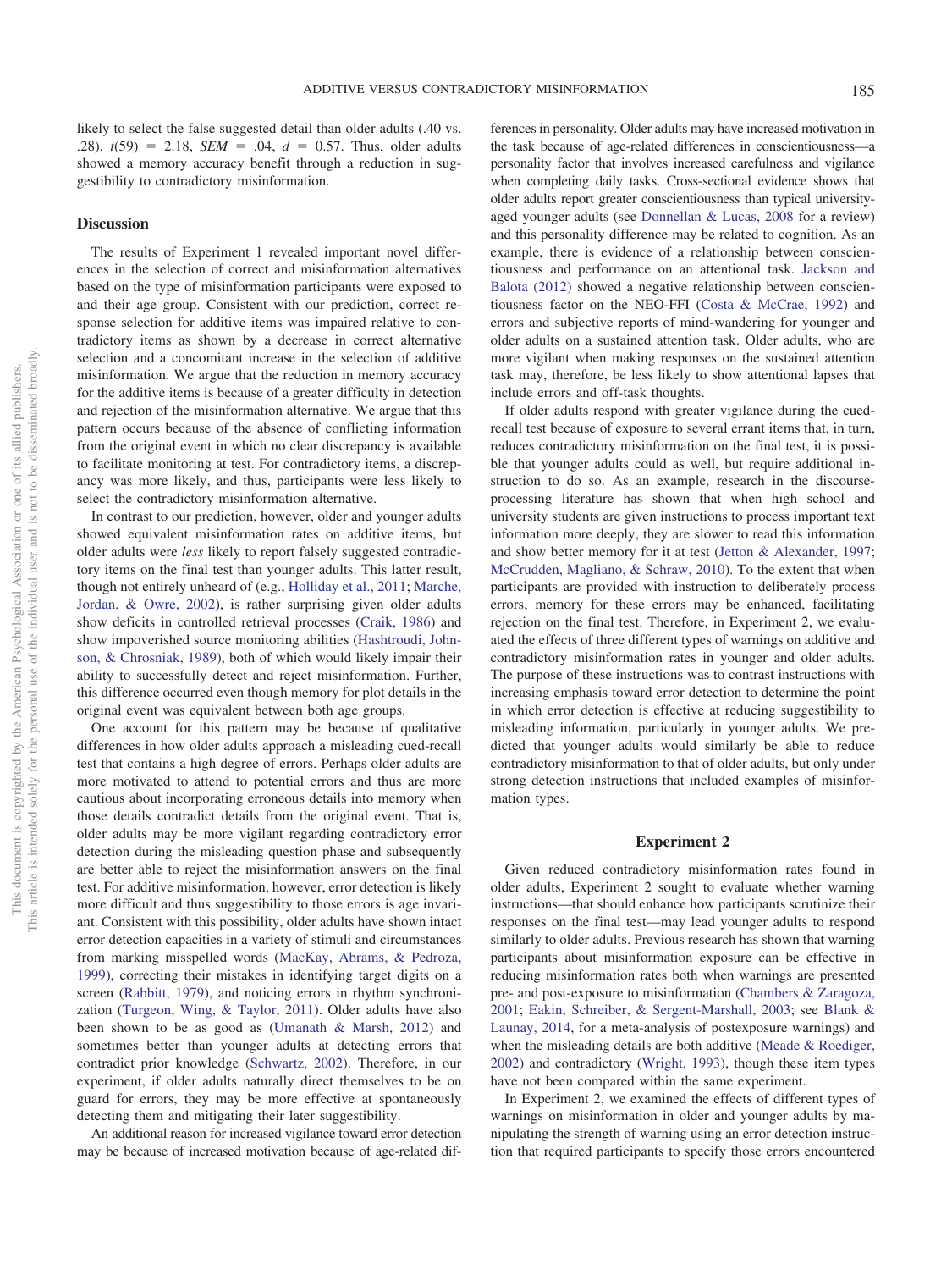likely to select the false suggested detail than older adults (.40 vs. .28), $t(59) = 2.18$, $SEM = .04$, $d = 0.57$. Thus, older adults showed a memory accuracy benefit through a reduction in suggestibility to contradictory misinformation.

## Discussion

The results of Experiment 1 revealed important novel differences in the selection of correct and misinformation alternatives based on the type of misinformation participants were exposed to and their age group. Consistent with our prediction, correct response selection for additive items was impaired relative to contradictory items as shown by a decrease in correct alternative selection and a concomitant increase in the selection of additive misinformation. We argue that the reduction in memory accuracy for the additive items is because of a greater difficulty in detection and rejection of the misinformation alternative. We argue that this pattern occurs because of the absence of conflicting information from the original event in which no clear discrepancy is available to facilitate monitoring at test. For contradictory items, a discrepancy was more likely, and thus, participants were less likely to select the contradictory misinformation alternative.

In contrast to our prediction, however, older and younger adults showed equivalent misinformation rates on additive items, but older adults were *less* likely to report falsely suggested contradictory items on the final test than younger adults. This latter result, though not entirely unheard of (e.g., Holliday et al., 2011; Marche, Jordan, & Owre, 2002), is rather surprising given older adults show deficits in controlled retrieval processes (Craik, 1986) and show impoverished source monitoring abilities (Hashtroudi, Johnson, & Chrosniak, 1989), both of which would likely impair their ability to successfully detect and reject misinformation. Further, this difference occurred even though memory for plot details in the original event was equivalent between both age groups.

One account for this pattern may be because of qualitative differences in how older adults approach a misleading cued-recall test that contains a high degree of errors. Perhaps older adults are more motivated to attend to potential errors and thus are more cautious about incorporating erroneous details into memory when those details contradict details from the original event. That is, older adults may be more vigilant regarding contradictory error detection during the misleading question phase and subsequently are better able to reject the misinformation answers on the final test. For additive misinformation, however, error detection is likely more difficult and thus suggestibility to those errors is age invariant. Consistent with this possibility, older adults have shown intact error detection capacities in a variety of stimuli and circumstances from marking misspelled words (MacKay, Abrams, & Pedroza, 1999), correcting their mistakes in identifying target digits on a screen (Rabbitt, 1979), and noticing errors in rhythm synchronization (Turgeon, Wing, & Taylor, 2011). Older adults have also been shown to be as good as (Umanath & Marsh, 2012) and sometimes better than younger adults at detecting errors that contradict prior knowledge (Schwartz, 2002). Therefore, in our experiment, if older adults naturally direct themselves to be on guard for errors, they may be more effective at spontaneously detecting them and mitigating their later suggestibility.

An additional reason for increased vigilance toward error detection may be because of increased motivation because of age-related differences in personality. Older adults may have increased motivation in the task because of age-related differences in conscientiousness—a personality factor that involves increased carefulness and vigilance when completing daily tasks. Cross-sectional evidence shows that older adults report greater conscientiousness than typical university-aged younger adults (see Donnellan & Lucas, 2008 for a review) and this personality difference may be related to cognition. As an example, there is evidence of a relationship between conscientiousness and performance on an attentional task. Jackson and Balota (2012) showed a negative relationship between conscientiousness factor on the NEO-FFI (Costa & McCrae, 1992) and errors and subjective reports of mind-wandering for younger and older adults on a sustained attention task. Older adults, who are more vigilant when making responses on the sustained attention task may, therefore, be less likely to show attentional lapses that include errors and off-task thoughts.

If older adults respond with greater vigilance during the cued-recall test because of exposure to several errant items that, in turn, reduces contradictory misinformation on the final test, it is possible that younger adults could as well, but require additional instruction to do so. As an example, research in the discourse-processing literature has shown that when high school and university students are given instructions to process important text information more deeply, they are slower to read this information and show better memory for it at test (Jetton & Alexander, 1997; McCrudden, Magliano, & Schraw, 2010). To the extent that when participants are provided with instruction to deliberately process errors, memory for these errors may be enhanced, facilitating rejection on the final test. Therefore, in Experiment 2, we evaluated the effects of three different types of warnings on additive and contradictory misinformation rates in younger and older adults. The purpose of these instructions was to contrast instructions with increasing emphasis toward error detection to determine the point in which error detection is effective at reducing suggestibility to misleading information, particularly in younger adults. We predicted that younger adults would similarly be able to reduce contradictory misinformation to that of older adults, but only under strong detection instructions that included examples of misinformation types.

# Experiment 2

Given reduced contradictory misinformation rates found in older adults, Experiment 2 sought to evaluate whether warning instructions—that should enhance how participants scrutinize their responses on the final test—may lead younger adults to respond similarly to older adults. Previous research has shown that warning participants about misinformation exposure can be effective in reducing misinformation rates both when warnings are presented pre- and post-exposure to misinformation (Chambers & Zaragoza, 2001; Eakin, Schreiber, & Sergent-Marshall, 2003; see Blank & Launay, 2014, for a meta-analysis of postexposure warnings) and when the misleading details are both additive (Meade & Roediger, 2002) and contradictory (Wright, 1993), though these item types have not been compared within the same experiment.

In Experiment 2, we examined the effects of different types of warnings on misinformation in older and younger adults by manipulating the strength of warning using an error detection instruction that required participants to specify those errors encountered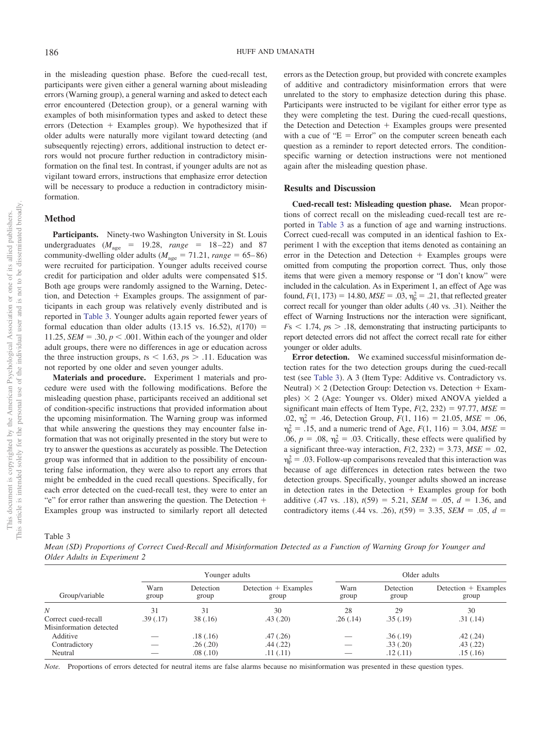in the misleading question phase. Before the cued-recall test, participants were given either a general warning about misleading errors (Warning group), a general warning and asked to detect each error encountered (Detection group), or a general warning with examples of both misinformation types and asked to detect these errors (Detection + Examples group). We hypothesized that if older adults were naturally more vigilant toward detecting (and subsequently rejecting) errors, additional instruction to detect errors would not procure further reduction in contradictory misinformation on the final test. In contrast, if younger adults are not as vigilant toward errors, instructions that emphasize error detection will be necessary to produce a reduction in contradictory misinformation.

## Method

**Participants.** Ninety-two Washington University in St. Louis undergraduates ($M_{age}$ = 19.28, *range* = 18–22) and 87 community-dwelling older adults ($M_{age}$ = 71.21, *range* = 65–86) were recruited for participation. Younger adults received course credit for participation and older adults were compensated \$15. Both age groups were randomly assigned to the Warning, Detection, and Detection + Examples groups. The assignment of participants in each group was relatively evenly distributed and is reported in Table 3. Younger adults again reported fewer years of formal education than older adults (13.15 vs. 16.52), $t(170)$ = 11.25, $SEM$ = .30, $p < .001$. Within each of the younger and older adult groups, there were no differences in age or education across the three instruction groups, $t$s $< 1.63$, $p$s $> .11$. Education was not reported by one older and seven younger adults.

**Materials and procedure.** Experiment 1 materials and procedure were used with the following modifications. Before the misleading question phase, participants received an additional set of condition-specific instructions that provided information about the upcoming misinformation. The Warning group was informed that while answering the questions they may encounter false information that was not originally presented in the story but were to try to answer the questions as accurately as possible. The Detection group was informed that in addition to the possibility of encountering false information, they were also to report any errors that might be embedded in the cued recall questions. Specifically, for each error detected on the cued-recall test, they were to enter an "e" for error rather than answering the question. The Detection + Examples group was instructed to similarly report all detected errors as the Detection group, but provided with concrete examples of additive and contradictory misinformation errors that were unrelated to the story to emphasize detection during this phase. Participants were instructed to be vigilant for either error type as they were completing the test. During the cued-recall questions, the Detection and Detection + Examples groups were presented with a cue of "E = Error" on the computer screen beneath each question as a reminder to report detected errors. The condition-specific warning or detection instructions were not mentioned again after the misleading question phase.

## Results and Discussion

**Cued-recall test: Misleading question phase.** Mean proportions of correct recall on the misleading cued-recall test are reported in Table 3 as a function of age and warning instructions. Correct cued-recall was computed in an identical fashion to Experiment 1 with the exception that items denoted as containing an error in the Detection and Detection + Examples groups were omitted from computing the proportion correct. Thus, only those items that were given a memory response or "I don't know" were included in the calculation. As in Experiment 1, an effect of Age was found, $F(1, 173)$ = 14.80, $MSE$ = .03, $\eta_p^2$ = .21, that reflected greater correct recall for younger than older adults (.40 vs. .31). Neither the effect of Warning Instructions nor the interaction were significant, $F$s $< 1.74$, $p$s $> .18$, demonstrating that instructing participants to report detected errors did not affect the correct recall rate for either younger or older adults.

**Error detection.** We examined successful misinformation detection rates for the two detection groups during the cued-recall test (see Table 3). A 3 (Item Type: Additive vs. Contradictory vs. Neutral) × 2 (Detection Group: Detection vs. Detection + Examples) × 2 (Age: Younger vs. Older) mixed ANOVA yielded a significant main effects of Item Type, $F(2, 232)$ = 97.77, $MSE$ = .02, $\eta_p^2$ = .46, Detection Group, $F(1, 116)$ = 21.05, $MSE$ = .06, $\eta_p^2$ = .15, and a numeric trend of Age, $F(1, 116)$ = 3.04, $MSE$ = .06, $p$ = .08, $\eta_p^2$ = .03. Critically, these effects were qualified by a significant three-way interaction, $F(2, 232)$ = 3.73, $MSE$ = .02, $\eta_p^2$ = .03. Follow-up comparisons revealed that this interaction was because of age differences in detection rates between the two detection groups. Specifically, younger adults showed an increase in detection rates in the Detection + Examples group for both additive (.47 vs. .18), $t(59)$ = 5.21, $SEM$ = .05, $d$ = 1.36, and contradictory items (.44 vs. .26), $t(59)$ = 3.35, $SEM$ = .05, $d$ =

Table 3
*Mean (SD) Proportions of Correct Cued-Recall and Misinformation Detected as a Function of Warning Group for Younger and Older Adults in Experiment 2*

| Group/variable | Younger adults | | | Older adults | | |
|---|---|---|---|---|---|---|
| | Warn group | Detection group | Detection + Examples group | Warn group | Detection group | Detection + Examples group |
| *N* | 31 | 31 | 30 | 28 | 29 | 30 |
| Correct cued-recall | .39 (.17) | 38 (.16) | .43 (.20) | .26 (.14) | .35 (.19) | .31 (.14) |
| Misinformation detected | | | | | | |
| Additive | — | .18 (.16) | .47 (.26) | — | .36 (.19) | .42 (.24) |
| Contradictory | — | .26 (.20) | .44 (.22) | — | .33 (.20) | .43 (.22) |
| Neutral | — | .08 (.10) | .11 (.11) | — | .12 (.11) | .15 (.16) |

*Note.* Proportions of errors detected for neutral items are false alarms because no misinformation was presented in these question types.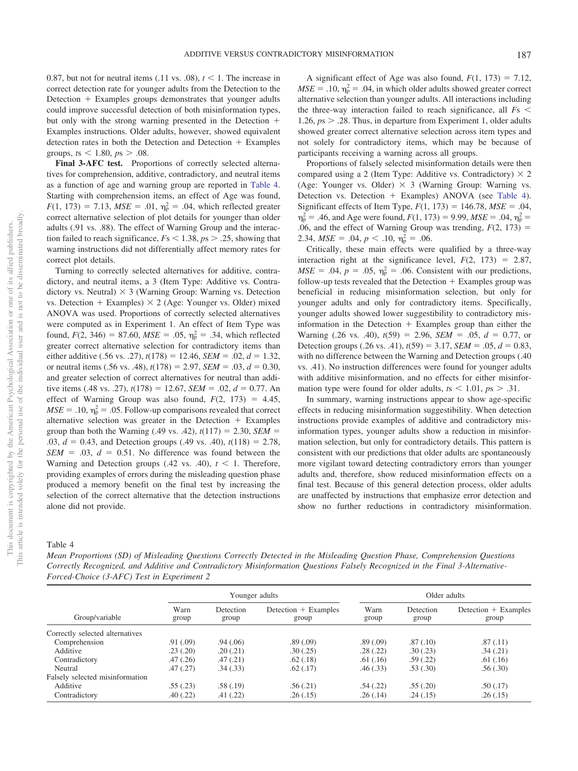0.87, but not for neutral items (.11 vs. .08), $t < 1$. The increase in correct detection rate for younger adults from the Detection to the Detection + Examples groups demonstrates that younger adults could improve successful detection of both misinformation types, but only with the strong warning presented in the Detection + Examples instructions. Older adults, however, showed equivalent detection rates in both the Detection and Detection + Examples groups, $ts < 1.80$, $ps > .08$.

**Final 3-AFC test.** Proportions of correctly selected alternatives for comprehension, additive, contradictory, and neutral items as a function of age and warning group are reported in Table 4. Starting with comprehension items, an effect of Age was found, $F(1, 173) = 7.13$, $MSE = .01$, $\eta_p^2 = .04$, which reflected greater correct alternative selection of plot details for younger than older adults (.91 vs. .88). The effect of Warning Group and the interaction failed to reach significance, $Fs < 1.38$, $ps > .25$, showing that warning instructions did not differentially affect memory rates for correct plot details.

Turning to correctly selected alternatives for additive, contradictory, and neutral items, a 3 (Item Type: Additive vs. Contradictory vs. Neutral) × 3 (Warning Group: Warning vs. Detection vs. Detection + Examples) × 2 (Age: Younger vs. Older) mixed ANOVA was used. Proportions of correctly selected alternatives were computed as in Experiment 1. An effect of Item Type was found, $F(2, 346) = 87.60$, $MSE = .05$, $\eta_p^2 = .34$, which reflected greater correct alternative selection for contradictory items than either additive (.56 vs. .27), $t(178) = 12.46$, $SEM = .02$, $d = 1.32$, or neutral items (.56 vs. .48), $t(178) = 2.97$, $SEM = .03$, $d = 0.30$, and greater selection of correct alternatives for neutral than additive items (.48 vs. .27), $t(178) = 12.67$, $SEM = .02$, $d = 0.77$. An effect of Warning Group was also found, $F(2, 173) = 4.45$, $MSE = .10$, $\eta_p^2 = .05$. Follow-up comparisons revealed that correct alternative selection was greater in the Detection + Examples group than both the Warning (.49 vs. .42), $t(117) = 2.30$, $SEM = .03$, $d = 0.43$, and Detection groups (.49 vs. .40), $t(118) = 2.78$, $SEM = .03$, $d = 0.51$. No difference was found between the Warning and Detection groups (.42 vs. .40), $t < 1$. Therefore, providing examples of errors during the misleading question phase produced a memory benefit on the final test by increasing the selection of the correct alternative that the detection instructions alone did not provide.

A significant effect of Age was also found, $F(1, 173) = 7.12$, $MSE = .10$, $\eta_p^2 = .04$, in which older adults showed greater correct alternative selection than younger adults. All interactions including the three-way interaction failed to reach significance, all $Fs < 1.26$, $ps > .28$. Thus, in departure from Experiment 1, older adults showed greater correct alternative selection across item types and not solely for contradictory items, which may be because of participants receiving a warning across all groups.

Proportions of falsely selected misinformation details were then compared using a 2 (Item Type: Additive vs. Contradictory) × 2 (Age: Younger vs. Older) × 3 (Warning Group: Warning vs. Detection vs. Detection + Examples) ANOVA (see Table 4). Significant effects of Item Type, $F(1, 173) = 146.78$, $MSE = .04$, $\eta_p^2 = .46$, and Age were found, $F(1, 173) = 9.99$, $MSE = .04$, $\eta_p^2 = .06$, and the effect of Warning Group was trending, $F(2, 173) = 2.34$, $MSE = .04$, $p < .10$, $\eta_p^2 = .06$.

Critically, these main effects were qualified by a three-way interaction right at the significance level, $F(2, 173) = 2.87$, $MSE = .04$, $p = .05$, $\eta_p^2 = .06$. Consistent with our predictions, follow-up tests revealed that the Detection + Examples group was beneficial in reducing misinformation selection, but only for younger adults and only for contradictory items. Specifically, younger adults showed lower suggestibility to contradictory misinformation in the Detection + Examples group than either the Warning (.26 vs. .40), $t(59) = 2.96$, $SEM = .05$, $d = 0.77$, or Detection groups (.26 vs. .41), $t(59) = 3.17$, $SEM = .05$, $d = 0.83$, with no difference between the Warning and Detection groups (.40 vs. .41). No instruction differences were found for younger adults with additive misinformation, and no effects for either misinformation type were found for older adults, $ts < 1.01$, $ps > .31$.

In summary, warning instructions appear to show age-specific effects in reducing misinformation suggestibility. When detection instructions provide examples of additive and contradictory misinformation types, younger adults show a reduction in misinformation selection, but only for contradictory details. This pattern is consistent with our predictions that older adults are spontaneously more vigilant toward detecting contradictory errors than younger adults and, therefore, show reduced misinformation effects on a final test. Because of this general detection process, older adults are unaffected by instructions that emphasize error detection and show no further reductions in contradictory misinformation.

Table 4
*Mean Proportions (SD) of Misleading Questions Correctly Detected in the Misleading Question Phase, Comprehension Questions Correctly Recognized, and Additive and Contradictory Misinformation Questions Falsely Recognized in the Final 3-Alternative-Forced-Choice (3-AFC) Test in Experiment 2*

| Group/variable | Younger adults | | | Older adults | | |
|---|---|---|---|---|---|---|
| | Warn group | Detection group | Detection + Examples group | Warn group | Detection group | Detection + Examples group |
| Correctly selected alternatives | | | | | | |
| Comprehension | .91 (.09) | .94 (.06) | .89 (.09) | .89 (.09) | .87 (.10) | .87 (.11) |
| Additive | .23 (.20) | .20 (.21) | .30 (.25) | .28 (.22) | .30 (.23) | .34 (.21) |
| Contradictory | .47 (.26) | .47 (.21) | .62 (.18) | .61 (.16) | .59 (.22) | .61 (.16) |
| Neutral | .47 (.27) | .34 (.33) | .62 (.17) | .46 (.33) | .53 (.30) | .56 (.30) |
| Falsely selected misinformation | | | | | | |
| Additive | .55 (.23) | .58 (.19) | .56 (.21) | .54 (.22) | .55 (.20) | .50 (.17) |
| Contradictory | .40 (.22) | .41 (.22) | .26 (.15) | .26 (.14) | .24 (.15) | .26 (.15) |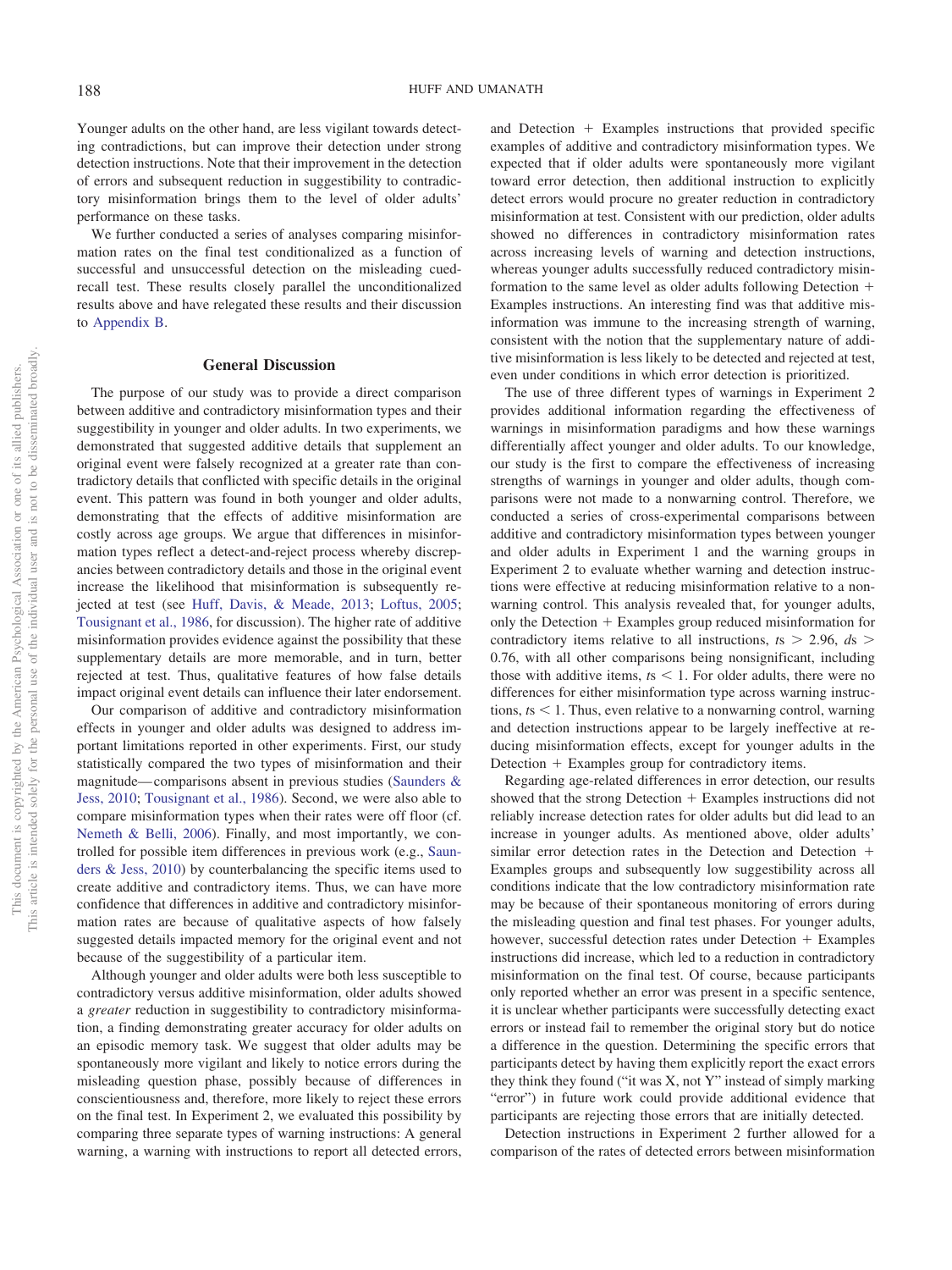Younger adults on the other hand, are less vigilant towards detecting contradictions, but can improve their detection under strong detection instructions. Note that their improvement in the detection of errors and subsequent reduction in suggestibility to contradictory misinformation brings them to the level of older adults' performance on these tasks.

We further conducted a series of analyses comparing misinformation rates on the final test conditionalized as a function of successful and unsuccessful detection on the misleading cued-recall test. These results closely parallel the unconditionalized results above and have relegated these results and their discussion to Appendix B.

## General Discussion

The purpose of our study was to provide a direct comparison between additive and contradictory misinformation types and their suggestibility in younger and older adults. In two experiments, we demonstrated that suggested additive details that supplement an original event were falsely recognized at a greater rate than contradictory details that conflicted with specific details in the original event. This pattern was found in both younger and older adults, demonstrating that the effects of additive misinformation are costly across age groups. We argue that differences in misinformation types reflect a detect-and-reject process whereby discrepancies between contradictory details and those in the original event increase the likelihood that misinformation is subsequently rejected at test (see Huff, Davis, & Meade, 2013; Loftus, 2005; Tousignant et al., 1986, for discussion). The higher rate of additive misinformation provides evidence against the possibility that these supplementary details are more memorable, and in turn, better rejected at test. Thus, qualitative features of how false details impact original event details can influence their later endorsement.

Our comparison of additive and contradictory misinformation effects in younger and older adults was designed to address important limitations reported in other experiments. First, our study statistically compared the two types of misinformation and their magnitude—comparisons absent in previous studies (Saunders & Jess, 2010; Tousignant et al., 1986). Second, we were also able to compare misinformation types when their rates were off floor (cf. Nemeth & Belli, 2006). Finally, and most importantly, we controlled for possible item differences in previous work (e.g., Saunders & Jess, 2010) by counterbalancing the specific items used to create additive and contradictory items. Thus, we can have more confidence that differences in additive and contradictory misinformation rates are because of qualitative aspects of how falsely suggested details impacted memory for the original event and not because of the suggestibility of a particular item.

Although younger and older adults were both less susceptible to contradictory versus additive misinformation, older adults showed a *greater* reduction in suggestibility to contradictory misinformation, a finding demonstrating greater accuracy for older adults on an episodic memory task. We suggest that older adults may be spontaneously more vigilant and likely to notice errors during the misleading question phase, possibly because of differences in conscientiousness and, therefore, more likely to reject these errors on the final test. In Experiment 2, we evaluated this possibility by comparing three separate types of warning instructions: A general warning, a warning with instructions to report all detected errors, and Detection + Examples instructions that provided specific examples of additive and contradictory misinformation types. We expected that if older adults were spontaneously more vigilant toward error detection, then additional instruction to explicitly detect errors would procure no greater reduction in contradictory misinformation at test. Consistent with our prediction, older adults showed no differences in contradictory misinformation rates across increasing levels of warning and detection instructions, whereas younger adults successfully reduced contradictory misinformation to the same level as older adults following Detection + Examples instructions. An interesting find was that additive misinformation was immune to the increasing strength of warning, consistent with the notion that the supplementary nature of additive misinformation is less likely to be detected and rejected at test, even under conditions in which error detection is prioritized.

The use of three different types of warnings in Experiment 2 provides additional information regarding the effectiveness of warnings in misinformation paradigms and how these warnings differentially affect younger and older adults. To our knowledge, our study is the first to compare the effectiveness of increasing strengths of warnings in younger and older adults, though comparisons were not made to a nonwarning control. Therefore, we conducted a series of cross-experimental comparisons between additive and contradictory misinformation types between younger and older adults in Experiment 1 and the warning groups in Experiment 2 to evaluate whether warning and detection instructions were effective at reducing misinformation relative to a nonwarning control. This analysis revealed that, for younger adults, only the Detection + Examples group reduced misinformation for contradictory items relative to all instructions, $ts > 2.96$, $ds > 0.76$, with all other comparisons being nonsignificant, including those with additive items, $ts < 1$. For older adults, there were no differences for either misinformation type across warning instructions, $ts < 1$. Thus, even relative to a nonwarning control, warning and detection instructions appear to be largely ineffective at reducing misinformation effects, except for younger adults in the Detection + Examples group for contradictory items.

Regarding age-related differences in error detection, our results showed that the strong Detection + Examples instructions did not reliably increase detection rates for older adults but did lead to an increase in younger adults. As mentioned above, older adults' similar error detection rates in the Detection and Detection + Examples groups and subsequently low suggestibility across all conditions indicate that the low contradictory misinformation rate may be because of their spontaneous monitoring of errors during the misleading question and final test phases. For younger adults, however, successful detection rates under Detection + Examples instructions did increase, which led to a reduction in contradictory misinformation on the final test. Of course, because participants only reported whether an error was present in a specific sentence, it is unclear whether participants were successfully detecting exact errors or instead fail to remember the original story but do notice a difference in the question. Determining the specific errors that participants detect by having them explicitly report the exact errors they think they found ("it was X, not Y" instead of simply marking "error") in future work could provide additional evidence that participants are rejecting those errors that are initially detected.

Detection instructions in Experiment 2 further allowed for a comparison of the rates of detected errors between misinformation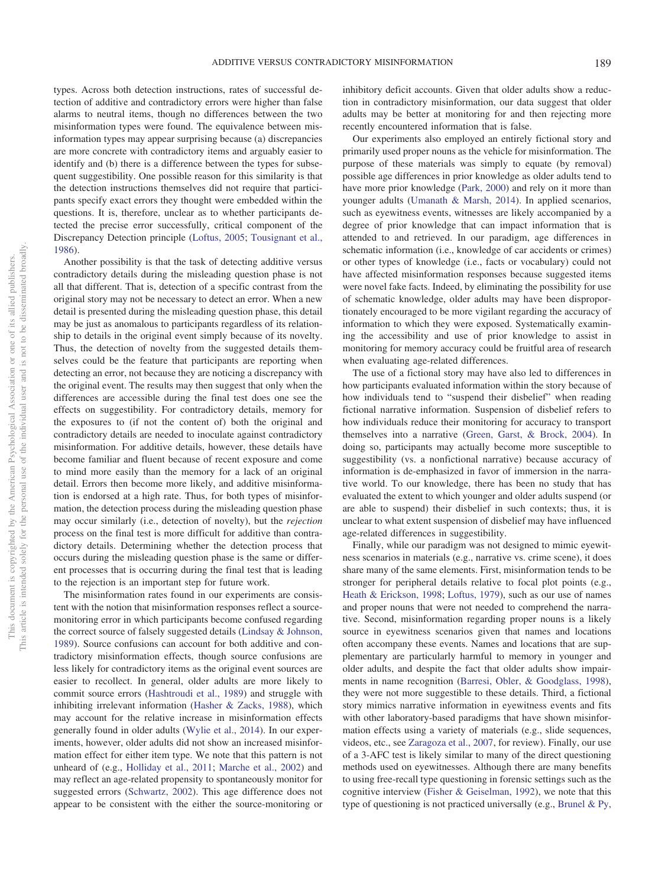types. Across both detection instructions, rates of successful detection of additive and contradictory errors were higher than false alarms to neutral items, though no differences between the two misinformation types were found. The equivalence between misinformation types may appear surprising because (a) discrepancies are more concrete with contradictory items and arguably easier to identify and (b) there is a difference between the types for subsequent suggestibility. One possible reason for this similarity is that the detection instructions themselves did not require that participants specify exact errors they thought were embedded within the questions. It is, therefore, unclear as to whether participants detected the precise error successfully, critical component of the Discrepancy Detection principle (Loftus, 2005; Tousignant et al., 1986).

Another possibility is that the task of detecting additive versus contradictory details during the misleading question phase is not all that different. That is, detection of a specific contrast from the original story may not be necessary to detect an error. When a new detail is presented during the misleading question phase, this detail may be just as anomalous to participants regardless of its relationship to details in the original event simply because of its novelty. Thus, the detection of novelty from the suggested details themselves could be the feature that participants are reporting when detecting an error, not because they are noticing a discrepancy with the original event. The results may then suggest that only when the differences are accessible during the final test does one see the effects on suggestibility. For contradictory details, memory for the exposures to (if not the content of) both the original and contradictory details are needed to inoculate against contradictory misinformation. For additive details, however, these details have become familiar and fluent because of recent exposure and come to mind more easily than the memory for a lack of an original detail. Errors then become more likely, and additive misinformation is endorsed at a high rate. Thus, for both types of misinformation, the detection process during the misleading question phase may occur similarly (i.e., detection of novelty), but the *rejection* process on the final test is more difficult for additive than contradictory details. Determining whether the detection process that occurs during the misleading question phase is the same or different processes that is occurring during the final test that is leading to the rejection is an important step for future work.

The misinformation rates found in our experiments are consistent with the notion that misinformation responses reflect a source-monitoring error in which participants become confused regarding the correct source of falsely suggested details (Lindsay & Johnson, 1989). Source confusions can account for both additive and contradictory misinformation effects, though source confusions are less likely for contradictory items as the original event sources are easier to recollect. In general, older adults are more likely to commit source errors (Hashtroudi et al., 1989) and struggle with inhibiting irrelevant information (Hasher & Zacks, 1988), which may account for the relative increase in misinformation effects generally found in older adults (Wylie et al., 2014). In our experiments, however, older adults did not show an increased misinformation effect for either item type. We note that this pattern is not unheard of (e.g., Holliday et al., 2011; Marche et al., 2002) and may reflect an age-related propensity to spontaneously monitor for suggested errors (Schwartz, 2002). This age difference does not appear to be consistent with the either the source-monitoring or inhibitory deficit accounts. Given that older adults show a reduction in contradictory misinformation, our data suggest that older adults may be better at monitoring for and then rejecting more recently encountered information that is false.

Our experiments also employed an entirely fictional story and primarily used proper nouns as the vehicle for misinformation. The purpose of these materials was simply to equate (by removal) possible age differences in prior knowledge as older adults tend to have more prior knowledge (Park, 2000) and rely on it more than younger adults (Umanath & Marsh, 2014). In applied scenarios, such as eyewitness events, witnesses are likely accompanied by a degree of prior knowledge that can impact information that is attended to and retrieved. In our paradigm, age differences in schematic information (i.e., knowledge of car accidents or crimes) or other types of knowledge (i.e., facts or vocabulary) could not have affected misinformation responses because suggested items were novel fake facts. Indeed, by eliminating the possibility for use of schematic knowledge, older adults may have been disproportionately encouraged to be more vigilant regarding the accuracy of information to which they were exposed. Systematically examining the accessibility and use of prior knowledge to assist in monitoring for memory accuracy could be fruitful area of research when evaluating age-related differences.

The use of a fictional story may have also led to differences in how participants evaluated information within the story because of how individuals tend to "suspend their disbelief" when reading fictional narrative information. Suspension of disbelief refers to how individuals reduce their monitoring for accuracy to transport themselves into a narrative (Green, Garst, & Brock, 2004). In doing so, participants may actually become more susceptible to suggestibility (vs. a nonfictional narrative) because accuracy of information is de-emphasized in favor of immersion in the narrative world. To our knowledge, there has been no study that has evaluated the extent to which younger and older adults suspend (or are able to suspend) their disbelief in such contexts; thus, it is unclear to what extent suspension of disbelief may have influenced age-related differences in suggestibility.

Finally, while our paradigm was not designed to mimic eyewitness scenarios in materials (e.g., narrative vs. crime scene), it does share many of the same elements. First, misinformation tends to be stronger for peripheral details relative to focal plot points (e.g., Heath & Erickson, 1998; Loftus, 1979), such as our use of names and proper nouns that were not needed to comprehend the narrative. Second, misinformation regarding proper nouns is a likely source in eyewitness scenarios given that names and locations often accompany these events. Names and locations that are supplementary are particularly harmful to memory in younger and older adults, and despite the fact that older adults show impairments in name recognition (Barresi, Obler, & Goodglass, 1998), they were not more suggestible to these details. Third, a fictional story mimics narrative information in eyewitness events and fits with other laboratory-based paradigms that have shown misinformation effects using a variety of materials (e.g., slide sequences, videos, etc., see Zaragoza et al., 2007, for review). Finally, our use of a 3-AFC test is likely similar to many of the direct questioning methods used on eyewitnesses. Although there are many benefits to using free-recall type questioning in forensic settings such as the cognitive interview (Fisher & Geiselman, 1992), we note that this type of questioning is not practiced universally (e.g., Brunel & Py,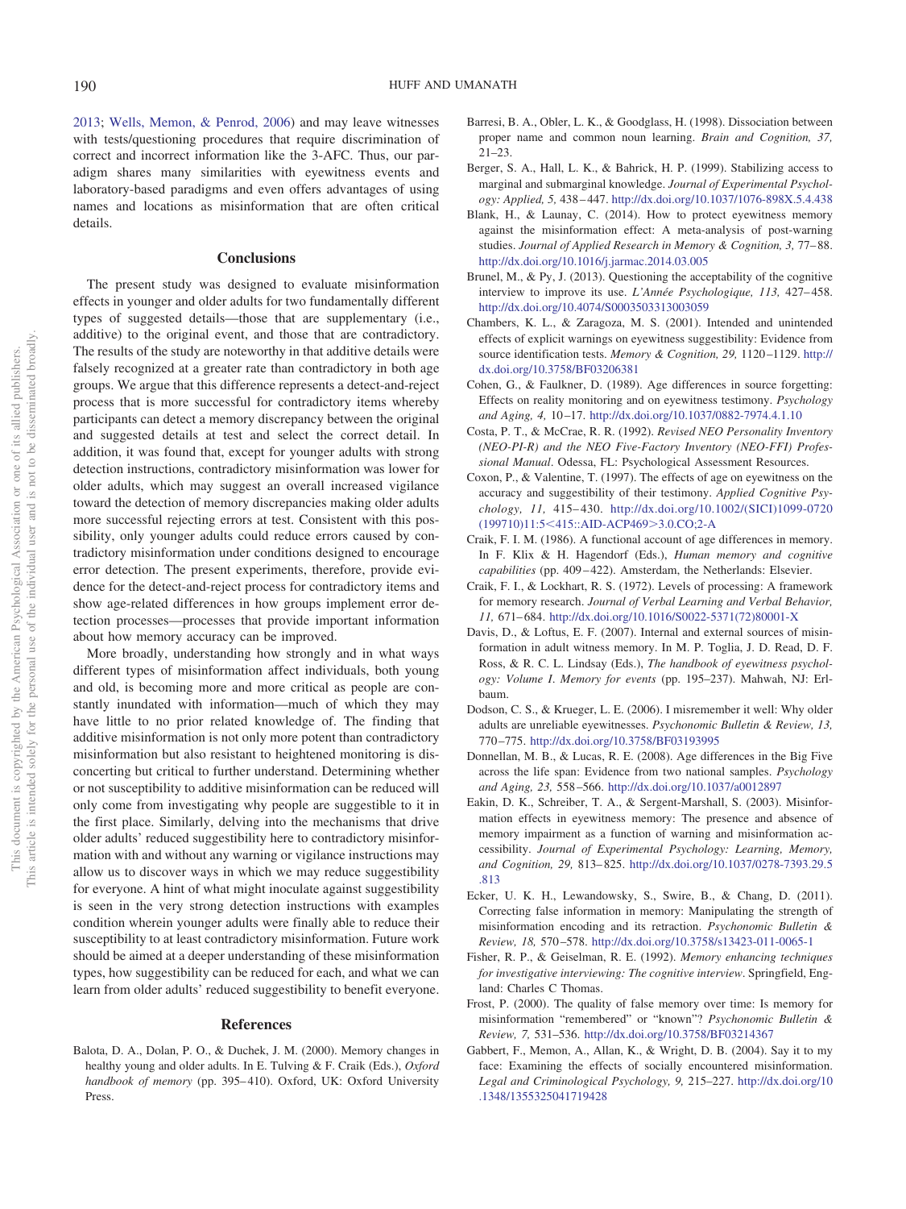2013; Wells, Memon, & Penrod, 2006) and may leave witnesses with tests/questioning procedures that require discrimination of correct and incorrect information like the 3-AFC. Thus, our paradigm shares many similarities with eyewitness events and laboratory-based paradigms and even offers advantages of using names and locations as misinformation that are often critical details.

## Conclusions

The present study was designed to evaluate misinformation effects in younger and older adults for two fundamentally different types of suggested details—those that are supplementary (i.e., additive) to the original event, and those that are contradictory. The results of the study are noteworthy in that additive details were falsely recognized at a greater rate than contradictory in both age groups. We argue that this difference represents a detect-and-reject process that is more successful for contradictory items whereby participants can detect a memory discrepancy between the original and suggested details at test and select the correct detail. In addition, it was found that, except for younger adults with strong detection instructions, contradictory misinformation was lower for older adults, which may suggest an overall increased vigilance toward the detection of memory discrepancies making older adults more successful rejecting errors at test. Consistent with this possibility, only younger adults could reduce errors caused by contradictory misinformation under conditions designed to encourage error detection. The present experiments, therefore, provide evidence for the detect-and-reject process for contradictory items and show age-related differences in how groups implement error detection processes—processes that provide important information about how memory accuracy can be improved.

More broadly, understanding how strongly and in what ways different types of misinformation affect individuals, both young and old, is becoming more and more critical as people are constantly inundated with information—much of which they may have little to no prior related knowledge of. The finding that additive misinformation is not only more potent than contradictory misinformation but also resistant to heightened monitoring is disconcerting but critical to further understand. Determining whether or not susceptibility to additive misinformation can be reduced will only come from investigating why people are suggestible to it in the first place. Similarly, delving into the mechanisms that drive older adults' reduced suggestibility here to contradictory misinformation with and without any warning or vigilance instructions may allow us to discover ways in which we may reduce suggestibility for everyone. A hint of what might inoculate against suggestibility is seen in the very strong detection instructions with examples condition wherein younger adults were finally able to reduce their susceptibility to at least contradictory misinformation. Future work should be aimed at a deeper understanding of these misinformation types, how suggestibility can be reduced for each, and what we can learn from older adults' reduced suggestibility to benefit everyone.

## References

Balota, D. A., Dolan, P. O., & Duchek, J. M. (2000). Memory changes in healthy young and older adults. In E. Tulving & F. Craik (Eds.), *Oxford handbook of memory* (pp. 395–410). Oxford, UK: Oxford University Press.

Barresi, B. A., Obler, L. K., & Goodglass, H. (1998). Dissociation between proper name and common noun learning. *Brain and Cognition, 37,* 21–23.

Berger, S. A., Hall, L. K., & Bahrick, H. P. (1999). Stabilizing access to marginal and submarginal knowledge. *Journal of Experimental Psychology: Applied, 5,* 438–447. http://dx.doi.org/10.1037/1076-898X.5.4.438

Blank, H., & Launay, C. (2014). How to protect eyewitness memory against the misinformation effect: A meta-analysis of post-warning studies. *Journal of Applied Research in Memory & Cognition, 3,* 77–88. http://dx.doi.org/10.1016/j.jarmac.2014.03.005

Brunel, M., & Py, J. (2013). Questioning the acceptability of the cognitive interview to improve its use. *L'Année Psychologique, 113,* 427–458. http://dx.doi.org/10.4074/S0003503313003059

Chambers, K. L., & Zaragoza, M. S. (2001). Intended and unintended effects of explicit warnings on eyewitness suggestibility: Evidence from source identification tests. *Memory & Cognition, 29,* 1120–1129. http://dx.doi.org/10.3758/BF03206381

Cohen, G., & Faulkner, D. (1989). Age differences in source forgetting: Effects on reality monitoring and on eyewitness testimony. *Psychology and Aging, 4,* 10–17. http://dx.doi.org/10.1037/0882-7974.4.1.10

Costa, P. T., & McCrae, R. R. (1992). *Revised NEO Personality Inventory (NEO-PI-R) and the NEO Five-Factory Inventory (NEO-FFI) Professional Manual*. Odessa, FL: Psychological Assessment Resources.

Coxon, P., & Valentine, T. (1997). The effects of age on eyewitness on the accuracy and suggestibility of their testimony. *Applied Cognitive Psychology, 11,* 415–430. http://dx.doi.org/10.1002/(SICI)1099-0720(199710)11:5<415::AID-ACP469>3.0.CO;2-A

Craik, F. I. M. (1986). A functional account of age differences in memory. In F. Klix & H. Hagendorf (Eds.), *Human memory and cognitive capabilities* (pp. 409–422). Amsterdam, the Netherlands: Elsevier.

Craik, F. I., & Lockhart, R. S. (1972). Levels of processing: A framework for memory research. *Journal of Verbal Learning and Verbal Behavior, 11,* 671–684. http://dx.doi.org/10.1016/S0022-5371(72)80001-X

Davis, D., & Loftus, E. F. (2007). Internal and external sources of misinformation in adult witness memory. In M. P. Toglia, J. D. Read, D. F. Ross, & R. C. L. Lindsay (Eds.), *The handbook of eyewitness psychology: Volume I. Memory for events* (pp. 195–237). Mahwah, NJ: Erlbaum.

Dodson, C. S., & Krueger, L. E. (2006). I misremember it well: Why older adults are unreliable eyewitnesses. *Psychonomic Bulletin & Review, 13,* 770–775. http://dx.doi.org/10.3758/BF03193995

Donnellan, M. B., & Lucas, R. E. (2008). Age differences in the Big Five across the life span: Evidence from two national samples. *Psychology and Aging, 23,* 558–566. http://dx.doi.org/10.1037/a0012897

Eakin, D. K., Schreiber, T. A., & Sergent-Marshall, S. (2003). Misinformation effects in eyewitness memory: The presence and absence of memory impairment as a function of warning and misinformation accessibility. *Journal of Experimental Psychology: Learning, Memory, and Cognition, 29,* 813–825. http://dx.doi.org/10.1037/0278-7393.29.5.813

Ecker, U. K. H., Lewandowsky, S., Swire, B., & Chang, D. (2011). Correcting false information in memory: Manipulating the strength of misinformation encoding and its retraction. *Psychonomic Bulletin & Review, 18,* 570–578. http://dx.doi.org/10.3758/s13423-011-0065-1

Fisher, R. P., & Geiselman, R. E. (1992). *Memory enhancing techniques for investigative interviewing: The cognitive interview*. Springfield, England: Charles C Thomas.

Frost, P. (2000). The quality of false memory over time: Is memory for misinformation "remembered" or "known"? *Psychonomic Bulletin & Review, 7,* 531–536. http://dx.doi.org/10.3758/BF03214367

Gabbert, F., Memon, A., Allan, K., & Wright, D. B. (2004). Say it to my face: Examining the effects of socially encountered misinformation. *Legal and Criminological Psychology, 9,* 215–227. http://dx.doi.org/10.1348/1355325041719428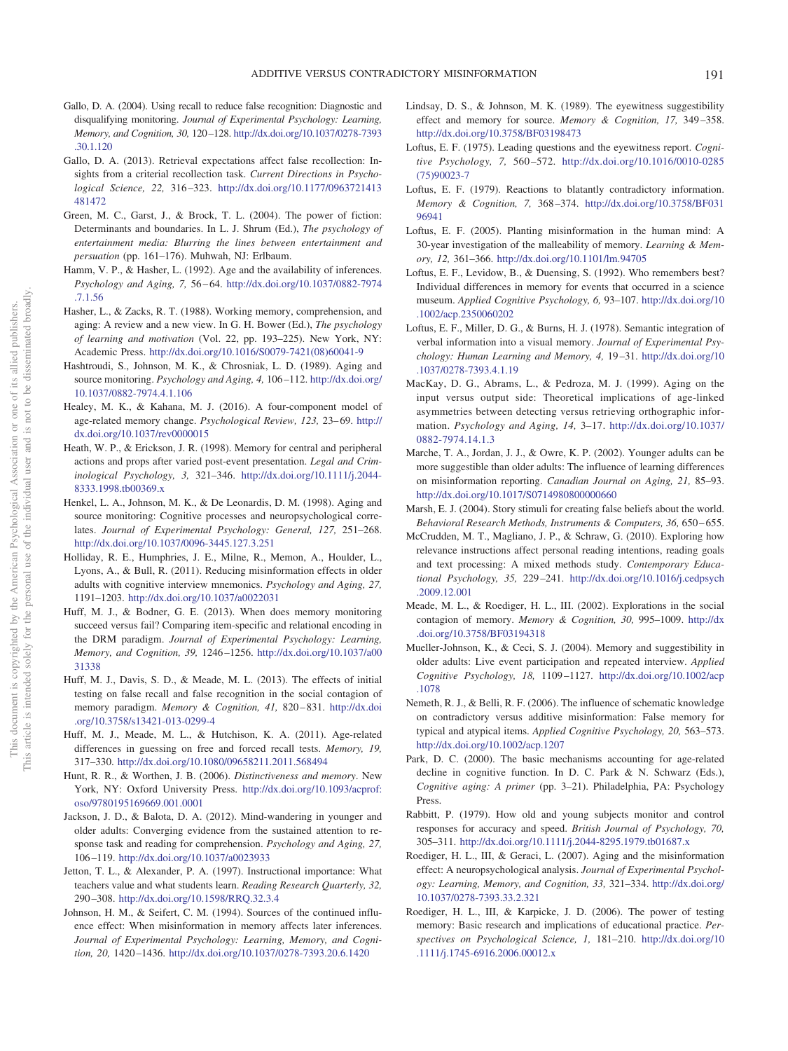Gallo, D. A. (2004). Using recall to reduce false recognition: Diagnostic and disqualifying monitoring. *Journal of Experimental Psychology: Learning, Memory, and Cognition, 30,* 120–128. http://dx.doi.org/10.1037/0278-7393.30.1.120

Gallo, D. A. (2013). Retrieval expectations affect false recollection: Insights from a criterial recollection task. *Current Directions in Psychological Science, 22,* 316–323. http://dx.doi.org/10.1177/0963721413481472

Green, M. C., Garst, J., & Brock, T. L. (2004). The power of fiction: Determinants and boundaries. In L. J. Shrum (Ed.), *The psychology of entertainment media: Blurring the lines between entertainment and persuasion* (pp. 161–176). Muhwah, NJ: Erlbaum.

Hamm, V. P., & Hasher, L. (1992). Age and the availability of inferences. *Psychology and Aging, 7,* 56–64. http://dx.doi.org/10.1037/0882-7974.7.1.56

Hasher, L., & Zacks, R. T. (1988). Working memory, comprehension, and aging: A review and a new view. In G. H. Bower (Ed.), *The psychology of learning and motivation* (Vol. 22, pp. 193–225). New York, NY: Academic Press. http://dx.doi.org/10.1016/S0079-7421(08)60041-9

Hashtroudi, S., Johnson, M. K., & Chrosniak, L. D. (1989). Aging and source monitoring. *Psychology and Aging, 4,* 106–112. http://dx.doi.org/10.1037/0882-7974.4.1.106

Healey, M. K., & Kahana, M. J. (2016). A four-component model of age-related memory change. *Psychological Review, 123,* 23–69. http://dx.doi.org/10.1037/rev0000015

Heath, W. P., & Erickson, J. R. (1998). Memory for central and peripheral actions and props after varied post-event presentation. *Legal and Criminological Psychology, 3,* 321–346. http://dx.doi.org/10.1111/j.2044-8333.1998.tb00369.x

Henkel, L. A., Johnson, M. K., & De Leonardis, D. M. (1998). Aging and source monitoring: Cognitive processes and neuropsychological correlates. *Journal of Experimental Psychology: General, 127,* 251–268. http://dx.doi.org/10.1037/0096-3445.127.3.251

Holliday, R. E., Humphries, J. E., Milne, R., Memon, A., Houlder, L., Lyons, A., & Bull, R. (2011). Reducing misinformation effects in older adults with cognitive interview mnemonics. *Psychology and Aging, 27,* 1191–1203. http://dx.doi.org/10.1037/a0022031

Huff, M. J., & Bodner, G. E. (2013). When does memory monitoring succeed versus fail? Comparing item-specific and relational encoding in the DRM paradigm. *Journal of Experimental Psychology: Learning, Memory, and Cognition, 39,* 1246–1256. http://dx.doi.org/10.1037/a0031338

Huff, M. J., Davis, S. D., & Meade, M. L. (2013). The effects of initial testing on false recall and false recognition in the social contagion of memory paradigm. *Memory & Cognition, 41,* 820–831. http://dx.doi.org/10.3758/s13421-013-0299-4

Huff, M. J., Meade, M. L., & Hutchison, K. A. (2011). Age-related differences in guessing on free and forced recall tests. *Memory, 19,* 317–330. http://dx.doi.org/10.1080/09658211.2011.568494

Hunt, R. R., & Worthen, J. B. (2006). *Distinctiveness and memory*. New York, NY: Oxford University Press. http://dx.doi.org/10.1093/acprof:oso/9780195169669.001.0001

Jackson, J. D., & Balota, D. A. (2012). Mind-wandering in younger and older adults: Converging evidence from the sustained attention to response task and reading for comprehension. *Psychology and Aging, 27,* 106–119. http://dx.doi.org/10.1037/a0023933

Jetton, T. L., & Alexander, P. A. (1997). Instructional importance: What teachers value and what students learn. *Reading Research Quarterly, 32,* 290–308. http://dx.doi.org/10.1598/RRQ.32.3.4

Johnson, H. M., & Seifert, C. M. (1994). Sources of the continued influence effect: When misinformation in memory affects later inferences. *Journal of Experimental Psychology: Learning, Memory, and Cognition, 20,* 1420–1436. http://dx.doi.org/10.1037/0278-7393.20.6.1420

Lindsay, D. S., & Johnson, M. K. (1989). The eyewitness suggestibility effect and memory for source. *Memory & Cognition, 17,* 349–358. http://dx.doi.org/10.3758/BF03198473

Loftus, E. F. (1975). Leading questions and the eyewitness report. *Cognitive Psychology, 7,* 560–572. http://dx.doi.org/10.1016/0010-0285(75)90023-7

Loftus, E. F. (1979). Reactions to blatantly contradictory information. *Memory & Cognition, 7,* 368–374. http://dx.doi.org/10.3758/BF03196941

Loftus, E. F. (2005). Planting misinformation in the human mind: A 30-year investigation of the malleability of memory. *Learning & Memory, 12,* 361–366. http://dx.doi.org/10.1101/lm.94705

Loftus, E. F., Levidow, B., & Duensing, S. (1992). Who remembers best? Individual differences in memory for events that occurred in a science museum. *Applied Cognitive Psychology, 6,* 93–107. http://dx.doi.org/10.1002/acp.2350060202

Loftus, E. F., Miller, D. G., & Burns, H. J. (1978). Semantic integration of verbal information into a visual memory. *Journal of Experimental Psychology: Human Learning and Memory, 4,* 19–31. http://dx.doi.org/10.1037/0278-7393.4.1.19

MacKay, D. G., Abrams, L., & Pedroza, M. J. (1999). Aging on the input versus output side: Theoretical implications of age-linked asymmetries between detecting versus retrieving orthographic information. *Psychology and Aging, 14,* 3–17. http://dx.doi.org/10.1037/0882-7974.14.1.3

Marche, T. A., Jordan, J. J., & Owre, K. P. (2002). Younger adults can be more suggestible than older adults: The influence of learning differences on misinformation reporting. *Canadian Journal on Aging, 21,* 85–93. http://dx.doi.org/10.1017/S0714980800000660

Marsh, E. J. (2004). Story stimuli for creating false beliefs about the world. *Behavioral Research Methods, Instruments & Computers, 36,* 650–655.

McCrudden, M. T., Magliano, J. P., & Schraw, G. (2010). Exploring how relevance instructions affect personal reading intentions, reading goals and text processing: A mixed methods study. *Contemporary Educational Psychology, 35,* 229–241. http://dx.doi.org/10.1016/j.cedpsych.2009.12.001

Meade, M. L., & Roediger, H. L., III. (2002). Explorations in the social contagion of memory. *Memory & Cognition, 30,* 995–1009. http://dx.doi.org/10.3758/BF03194318

Mueller-Johnson, K., & Ceci, S. J. (2004). Memory and suggestibility in older adults: Live event participation and repeated interview. *Applied Cognitive Psychology, 18,* 1109–1127. http://dx.doi.org/10.1002/acp.1078

Nemeth, R. J., & Belli, R. F. (2006). The influence of schematic knowledge on contradictory versus additive misinformation: False memory for typical and atypical items. *Applied Cognitive Psychology, 20,* 563–573. http://dx.doi.org/10.1002/acp.1207

Park, D. C. (2000). The basic mechanisms accounting for age-related decline in cognitive function. In D. C. Park & N. Schwarz (Eds.), *Cognitive aging: A primer* (pp. 3–21). Philadelphia, PA: Psychology Press.

Rabbitt, P. (1979). How old and young subjects monitor and control responses for accuracy and speed. *British Journal of Psychology, 70,* 305–311. http://dx.doi.org/10.1111/j.2044-8295.1979.tb01687.x

Roediger, H. L., III, & Geraci, L. (2007). Aging and the misinformation effect: A neuropsychological analysis. *Journal of Experimental Psychology: Learning, Memory, and Cognition, 33,* 321–334. http://dx.doi.org/10.1037/0278-7393.33.2.321

Roediger, H. L., III, & Karpicke, J. D. (2006). The power of testing memory: Basic research and implications of educational practice. *Perspectives on Psychological Science, 1,* 181–210. http://dx.doi.org/10.1111/j.1745-6916.2006.00012.x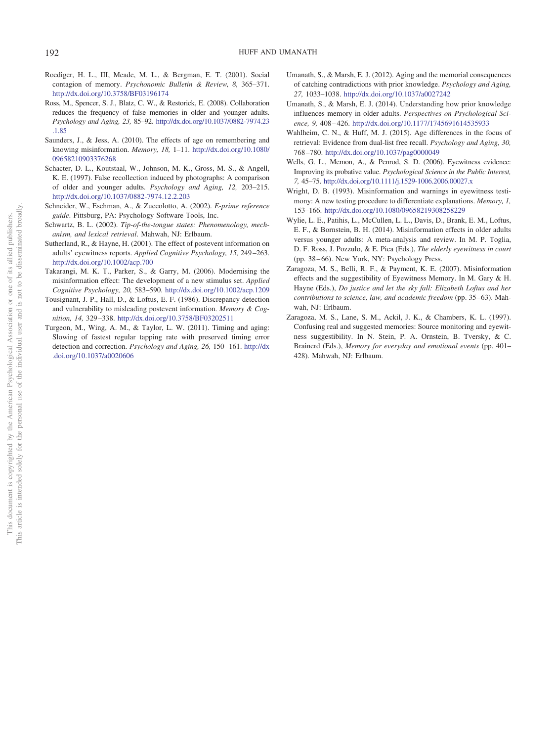Roediger, H. L., III, Meade, M. L., & Bergman, E. T. (2001). Social contagion of memory. *Psychonomic Bulletin & Review, 8,* 365–371. http://dx.doi.org/10.3758/BF03196174

Ross, M., Spencer, S. J., Blatz, C. W., & Restorick, E. (2008). Collaboration reduces the frequency of false memories in older and younger adults. *Psychology and Aging, 23,* 85–92. http://dx.doi.org/10.1037/0882-7974.23.1.85

Saunders, J., & Jess, A. (2010). The effects of age on remembering and knowing misinformation. *Memory, 18,* 1–11. http://dx.doi.org/10.1080/09658210903376268

Schacter, D. L., Koutstaal, W., Johnson, M. K., Gross, M. S., & Angell, K. E. (1997). False recollection induced by photographs: A comparison of older and younger adults. *Psychology and Aging, 12,* 203–215. http://dx.doi.org/10.1037/0882-7974.12.2.203

Schneider, W., Eschman, A., & Zuccolotto, A. (2002). *E-prime reference guide*. Pittsburg, PA: Psychology Software Tools, Inc.

Schwartz, B. L. (2002). *Tip-of-the-tongue states: Phenomenology, mechanism, and lexical retrieval*. Mahwah, NJ: Erlbaum.

Sutherland, R., & Hayne, H. (2001). The effect of postevent information on adults' eyewitness reports. *Applied Cognitive Psychology, 15,* 249–263. http://dx.doi.org/10.1002/acp.700

Takarangi, M. K. T., Parker, S., & Garry, M. (2006). Modernising the misinformation effect: The development of a new stimulus set. *Applied Cognitive Psychology, 20,* 583–590. http://dx.doi.org/10.1002/acp.1209

Tousignant, J. P., Hall, D., & Loftus, E. F. (1986). Discrepancy detection and vulnerability to misleading postevent information. *Memory & Cognition, 14,* 329–338. http://dx.doi.org/10.3758/BF03202511

Turgeon, M., Wing, A. M., & Taylor, L. W. (2011). Timing and aging: Slowing of fastest regular tapping rate with preserved timing error detection and correction. *Psychology and Aging, 26,* 150–161. http://dx.doi.org/10.1037/a0020606

Umanath, S., & Marsh, E. J. (2012). Aging and the memorial consequences of catching contradictions with prior knowledge. *Psychology and Aging, 27,* 1033–1038. http://dx.doi.org/10.1037/a0027242

Umanath, S., & Marsh, E. J. (2014). Understanding how prior knowledge influences memory in older adults. *Perspectives on Psychological Science, 9,* 408–426. http://dx.doi.org/10.1177/1745691614535933

Wahlheim, C. N., & Huff, M. J. (2015). Age differences in the focus of retrieval: Evidence from dual-list free recall. *Psychology and Aging, 30,* 768–780. http://dx.doi.org/10.1037/pag0000049

Wells, G. L., Memon, A., & Penrod, S. D. (2006). Eyewitness evidence: Improving its probative value. *Psychological Science in the Public Interest, 7,* 45–75. http://dx.doi.org/10.1111/j.1529-1006.2006.00027.x

Wright, D. B. (1993). Misinformation and warnings in eyewitness testimony: A new testing procedure to differentiate explanations. *Memory, 1,* 153–166. http://dx.doi.org/10.1080/09658219308258229

Wylie, L. E., Patihis, L., McCullen, L. L., Davis, D., Brank, E. M., Loftus, E. F., & Bornstein, B. H. (2014). Misinformation effects in older adults versus younger adults: A meta-analysis and review. In M. P. Toglia, D. F. Ross, J. Pozzulo, & E. Pica (Eds.), *The elderly eyewitness in court* (pp. 38–66). New York, NY: Psychology Press.

Zaragoza, M. S., Belli, R. F., & Payment, K. E. (2007). Misinformation effects and the suggestibility of Eyewitness Memory. In M. Gary & H. Hayne (Eds.), *Do justice and let the sky fall: Elizabeth Loftus and her contributions to science, law, and academic freedom* (pp. 35–63). Mahwah, NJ: Erlbaum.

Zaragoza, M. S., Lane, S. M., Ackil, J. K., & Chambers, K. L. (1997). Confusing real and suggested memories: Source monitoring and eyewitness suggestibility. In N. Stein, P. A. Ornstein, B. Tversky, & C. Brainerd (Eds.), *Memory for everyday and emotional events* (pp. 401–428). Mahwah, NJ: Erlbaum.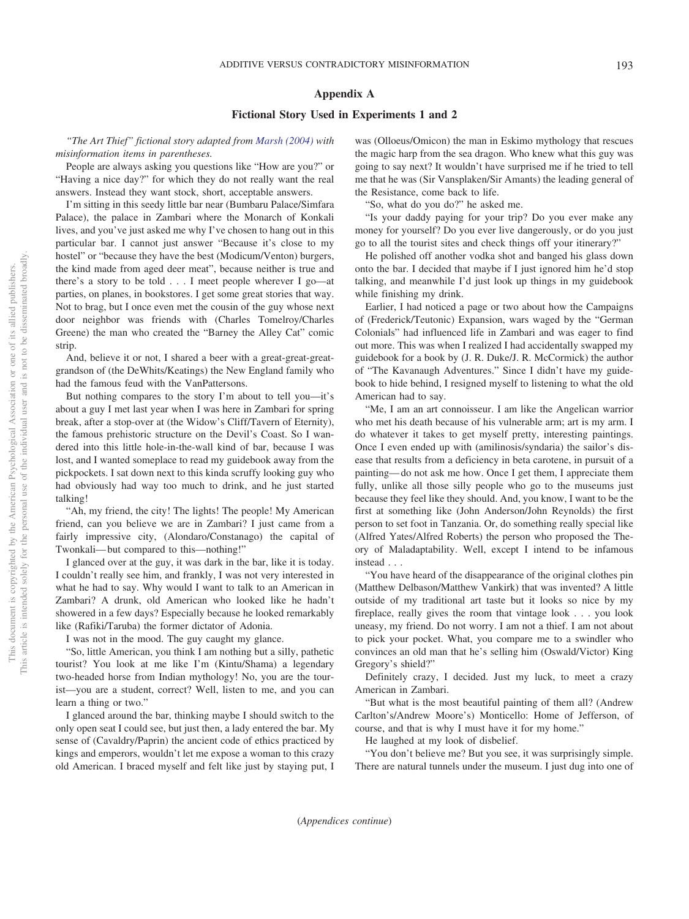## Appendix A

### Fictional Story Used in Experiments 1 and 2

*"The Art Thief" fictional story adapted from Marsh (2004) with misinformation items in parentheses.*

People are always asking you questions like "How are you?" or "Having a nice day?" for which they do not really want the real answers. Instead they want stock, short, acceptable answers.

I'm sitting in this seedy little bar near (Bumbaru Palace/Simfara Palace), the palace in Zambari where the Monarch of Konkali lives, and you've just asked me why I've chosen to hang out in this particular bar. I cannot just answer "Because it's close to my hostel" or "because they have the best (Modicum/Venton) burgers, the kind made from aged deer meat", because neither is true and there's a story to be told . . . I meet people wherever I go—at parties, on planes, in bookstores. I get some great stories that way. Not to brag, but I once even met the cousin of the guy whose next door neighbor was friends with (Charles Tomelroy/Charles Greene) the man who created the "Barney the Alley Cat" comic strip.

And, believe it or not, I shared a beer with a great-great-great-grandson of (the DeWhits/Keatings) the New England family who had the famous feud with the VanPattersons.

But nothing compares to the story I'm about to tell you—it's about a guy I met last year when I was here in Zambari for spring break, after a stop-over at (the Widow's Cliff/Tavern of Eternity), the famous prehistoric structure on the Devil's Coast. So I wandered into this little hole-in-the-wall kind of bar, because I was lost, and I wanted someplace to read my guidebook away from the pickpockets. I sat down next to this kinda scruffy looking guy who had obviously had way too much to drink, and he just started talking!

"Ah, my friend, the city! The lights! The people! My American friend, can you believe we are in Zambari? I just came from a fairly impressive city, (Alondaro/Constanago) the capital of Twonkali—but compared to this—nothing!"

I glanced over at the guy, it was dark in the bar, like it is today. I couldn't really see him, and frankly, I was not very interested in what he had to say. Why would I want to talk to an American in Zambari? A drunk, old American who looked like he hadn't showered in a few days? Especially because he looked remarkably like (Rafiki/Taruba) the former dictator of Adonia.

I was not in the mood. The guy caught my glance.

"So, little American, you think I am nothing but a silly, pathetic tourist? You look at me like I'm (Kintu/Shama) a legendary two-headed horse from Indian mythology! No, you are the tourist—you are a student, correct? Well, listen to me, and you can learn a thing or two."

I glanced around the bar, thinking maybe I should switch to the only open seat I could see, but just then, a lady entered the bar. My sense of (Cavaldry/Paprin) the ancient code of ethics practiced by kings and emperors, wouldn't let me expose a woman to this crazy old American. I braced myself and felt like just by staying put, I was (Olloeus/Omicon) the man in Eskimo mythology that rescues the magic harp from the sea dragon. Who knew what this guy was going to say next? It wouldn't have surprised me if he tried to tell me that he was (Sir Vansplaken/Sir Amants) the leading general of the Resistance, come back to life.

"So, what do you do?" he asked me.

"Is your daddy paying for your trip? Do you ever make any money for yourself? Do you ever live dangerously, or do you just go to all the tourist sites and check things off your itinerary?"

He polished off another vodka shot and banged his glass down onto the bar. I decided that maybe if I just ignored him he'd stop talking, and meanwhile I'd just look up things in my guidebook while finishing my drink.

Earlier, I had noticed a page or two about how the Campaigns of (Frederick/Teutonic) Expansion, wars waged by the "German Colonials" had influenced life in Zambari and was eager to find out more. This was when I realized I had accidentally swapped my guidebook for a book by (J. R. Duke/J. R. McCormick) the author of "The Kavanaugh Adventures." Since I didn't have my guidebook to hide behind, I resigned myself to listening to what the old American had to say.

"Me, I am an art connoisseur. I am like the Angelican warrior who met his death because of his vulnerable arm; art is my arm. I do whatever it takes to get myself pretty, interesting paintings. Once I even ended up with (amilinosis/syndaria) the sailor's disease that results from a deficiency in beta carotene, in pursuit of a painting—do not ask me how. Once I get them, I appreciate them fully, unlike all those silly people who go to the museums just because they feel like they should. And, you know, I want to be the first at something like (John Anderson/John Reynolds) the first person to set foot in Tanzania. Or, do something really special like (Alfred Yates/Alfred Roberts) the person who proposed the Theory of Maladaptability. Well, except I intend to be infamous instead . . .

"You have heard of the disappearance of the original clothes pin (Matthew Delbason/Matthew Vankirk) that was invented? A little outside of my traditional art taste but it looks so nice by my fireplace, really gives the room that vintage look . . . you look uneasy, my friend. Do not worry. I am not a thief. I am not about to pick your pocket. What, you compare me to a swindler who convinces an old man that he's selling him (Oswald/Victor) King Gregory's shield?"

Definitely crazy, I decided. Just my luck, to meet a crazy American in Zambari.

"But what is the most beautiful painting of them all? (Andrew Carlton's/Andrew Moore's) Monticello: Home of Jefferson, of course, and that is why I must have it for my home."

He laughed at my look of disbelief.

"You don't believe me? But you see, it was surprisingly simple. There are natural tunnels under the museum. I just dug into one of

(*Appendices continue*)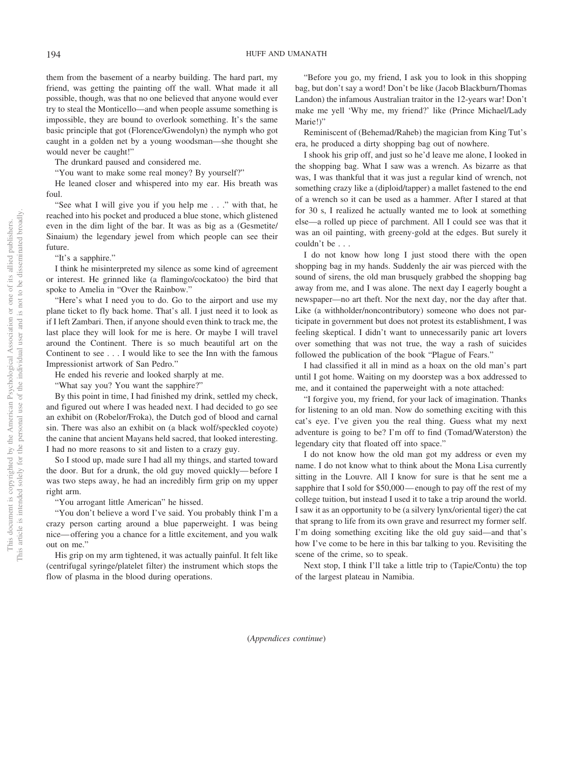them from the basement of a nearby building. The hard part, my friend, was getting the painting off the wall. What made it all possible, though, was that no one believed that anyone would ever try to steal the Monticello—and when people assume something is impossible, they are bound to overlook something. It's the same basic principle that got (Florence/Gwendolyn) the nymph who got caught in a golden net by a young woodsman—she thought she would never be caught!"

The drunkard paused and considered me.

"You want to make some real money? By yourself?"

He leaned closer and whispered into my ear. His breath was foul.

"See what I will give you if you help me . . ." with that, he reached into his pocket and produced a blue stone, which glistened even in the dim light of the bar. It was as big as a (Gesmetite/Sinaium) the legendary jewel from which people can see their future.

"It's a sapphire."

I think he misinterpreted my silence as some kind of agreement or interest. He grinned like (a flamingo/cockatoo) the bird that spoke to Amelia in "Over the Rainbow."

"Here's what I need you to do. Go to the airport and use my plane ticket to fly back home. That's all. I just need it to look as if I left Zambari. Then, if anyone should even think to track me, the last place they will look for me is here. Or maybe I will travel around the Continent. There is so much beautiful art on the Continent to see . . . I would like to see the Inn with the famous Impressionist artwork of San Pedro."

He ended his reverie and looked sharply at me.

"What say you? You want the sapphire?"

By this point in time, I had finished my drink, settled my check, and figured out where I was headed next. I had decided to go see an exhibit on (Robelor/Froka), the Dutch god of blood and carnal sin. There was also an exhibit on (a black wolf/speckled coyote) the canine that ancient Mayans held sacred, that looked interesting. I had no more reasons to sit and listen to a crazy guy.

So I stood up, made sure I had all my things, and started toward the door. But for a drunk, the old guy moved quickly—before I was two steps away, he had an incredibly firm grip on my upper right arm.

"You arrogant little American" he hissed.

"You don't believe a word I've said. You probably think I'm a crazy person carting around a blue paperweight. I was being nice—offering you a chance for a little excitement, and you walk out on me."

His grip on my arm tightened, it was actually painful. It felt like (centrifugal syringe/platelet filter) the instrument which stops the flow of plasma in the blood during operations.

"Before you go, my friend, I ask you to look in this shopping bag, but don't say a word! Don't be like (Jacob Blackburn/Thomas Landon) the infamous Australian traitor in the 12-years war! Don't make me yell 'Why me, my friend?' like (Prince Michael/Lady Marie!)"

Reminiscent of (Behemad/Raheb) the magician from King Tut's era, he produced a dirty shopping bag out of nowhere.

I shook his grip off, and just so he'd leave me alone, I looked in the shopping bag. What I saw was a wrench. As bizarre as that was, I was thankful that it was just a regular kind of wrench, not something crazy like a (diploid/tapper) a mallet fastened to the end of a wrench so it can be used as a hammer. After I stared at that for 30 s, I realized he actually wanted me to look at something else—a rolled up piece of parchment. All I could see was that it was an oil painting, with greeny-gold at the edges. But surely it couldn't be . . .

I do not know how long I just stood there with the open shopping bag in my hands. Suddenly the air was pierced with the sound of sirens, the old man brusquely grabbed the shopping bag away from me, and I was alone. The next day I eagerly bought a newspaper—no art theft. Nor the next day, nor the day after that. Like (a withholder/noncontributory) someone who does not participate in government but does not protest its establishment, I was feeling skeptical. I didn't want to unnecessarily panic art lovers over something that was not true, the way a rash of suicides followed the publication of the book "Plague of Fears."

I had classified it all in mind as a hoax on the old man's part until I got home. Waiting on my doorstep was a box addressed to me, and it contained the paperweight with a note attached:

"I forgive you, my friend, for your lack of imagination. Thanks for listening to an old man. Now do something exciting with this cat's eye. I've given you the real thing. Guess what my next adventure is going to be? I'm off to find (Tomad/Waterston) the legendary city that floated off into space."

I do not know how the old man got my address or even my name. I do not know what to think about the Mona Lisa currently sitting in the Louvre. All I know for sure is that he sent me a sapphire that I sold for $50,000—enough to pay off the rest of my college tuition, but instead I used it to take a trip around the world. I saw it as an opportunity to be (a silvery lynx/oriental tiger) the cat that sprang to life from its own grave and resurrect my former self. I'm doing something exciting like the old guy said—and that's how I've come to be here in this bar talking to you. Revisiting the scene of the crime, so to speak.

Next stop, I think I'll take a little trip to (Tapie/Contu) the top of the largest plateau in Namibia.

(*Appendices continue*)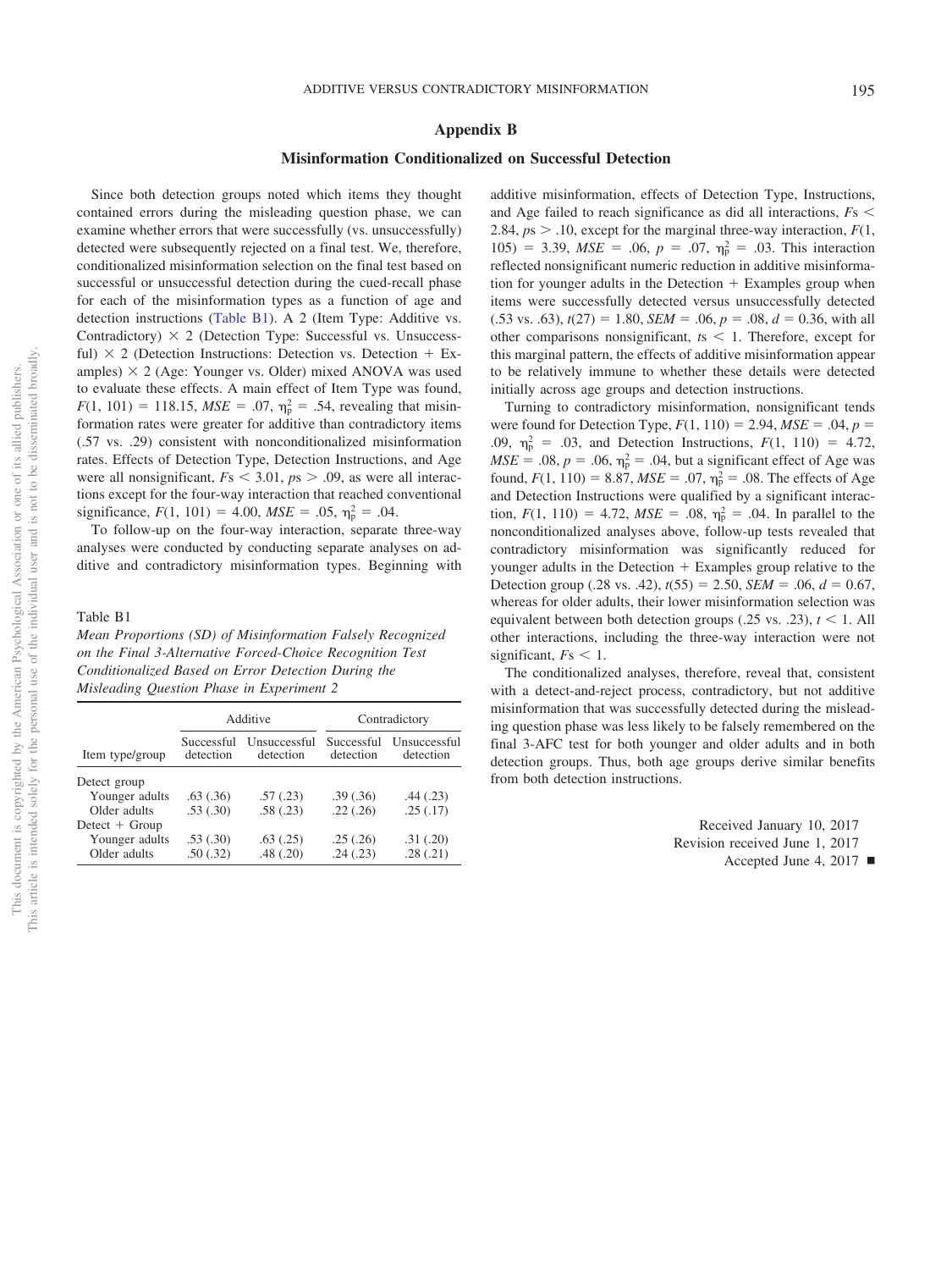## Appendix B

### Misinformation Conditionalized on Successful Detection

Since both detection groups noted which items they thought contained errors during the misleading question phase, we can examine whether errors that were successfully (vs. unsuccessfully) detected were subsequently rejected on a final test. We, therefore, conditionalized misinformation selection on the final test based on successful or unsuccessful detection during the cued-recall phase for each of the misinformation types as a function of age and detection instructions (Table B1). A 2 (Item Type: Additive vs. Contradictory) × 2 (Detection Type: Successful vs. Unsuccessful) × 2 (Detection Instructions: Detection vs. Detection + Examples) × 2 (Age: Younger vs. Older) mixed ANOVA was used to evaluate these effects. A main effect of Item Type was found, $F(1, 101) = 118.15$, $MSE = .07$, $\eta_p^2 = .54$, revealing that misinformation rates were greater for additive than contradictory items (.57 vs. .29) consistent with nonconditionalized misinformation rates. Effects of Detection Type, Detection Instructions, and Age were all nonsignificant, $F\text{s} < 3.01$, $p\text{s} > .09$, as were all interactions except for the four-way interaction that reached conventional significance, $F(1, 101) = 4.00$, $MSE = .05$, $\eta_p^2 = .04$.

To follow-up on the four-way interaction, separate three-way analyses were conducted by conducting separate analyses on additive and contradictory misinformation types. Beginning with additive misinformation, effects of Detection Type, Instructions, and Age failed to reach significance as did all interactions, $F\text{s} < 2.84$, $p\text{s} > .10$, except for the marginal three-way interaction, $F(1, 105) = 3.39$, $MSE = .06$, $p = .07$, $\eta_p^2 = .03$. This interaction reflected nonsignificant numeric reduction in additive misinformation for younger adults in the Detection + Examples group when items were successfully detected versus unsuccessfully detected (.53 vs. .63), $t(27) = 1.80$, $SEM = .06$, $p = .08$, $d = 0.36$, with all other comparisons nonsignificant, $t\text{s} < 1$. Therefore, except for this marginal pattern, the effects of additive misinformation appear to be relatively immune to whether these details were detected initially across age groups and detection instructions.

Turning to contradictory misinformation, nonsignificant tends were found for Detection Type, $F(1, 110) = 2.94$, $MSE = .04$, $p = .09$, $\eta_p^2 = .03$, and Detection Instructions, $F(1, 110) = 4.72$, $MSE = .08$, $p = .06$, $\eta_p^2 = .04$, but a significant effect of Age was found, $F(1, 110) = 8.87$, $MSE = .07$, $\eta_p^2 = .08$. The effects of Age and Detection Instructions were qualified by a significant interaction, $F(1, 110) = 4.72$, $MSE = .08$, $\eta_p^2 = .04$. In parallel to the nonconditionalized analyses above, follow-up tests revealed that contradictory misinformation was significantly reduced for younger adults in the Detection + Examples group relative to the Detection group (.28 vs. .42), $t(55) = 2.50$, $SEM = .06$, $d = 0.67$, whereas for older adults, their lower misinformation selection was equivalent between both detection groups (.25 vs. .23), $t < 1$. All other interactions, including the three-way interaction were not significant, $F\text{s} < 1$.

The conditionalized analyses, therefore, reveal that, consistent with a detect-and-reject process, contradictory, but not additive misinformation that was successfully detected during the misleading question phase was less likely to be falsely remembered on the final 3-AFC test for both younger and older adults and in both detection groups. Thus, both age groups derive similar benefits from both detection instructions.

Table B1

*Mean Proportions (SD) of Misinformation Falsely Recognized on the Final 3-Alternative Forced-Choice Recognition Test Conditionalized Based on Error Detection During the Misleading Question Phase in Experiment 2*

| | Additive | | Contradictory | |
|---|---|---|---|---|
| Item type/group | Successful detection | Unsuccessful detection | Successful detection | Unsuccessful detection |
| Detect group | | | | |
| Younger adults | .63 (.36) | .57 (.23) | .39 (.36) | .44 (.23) |
| Older adults | .53 (.30) | .58 (.23) | .22 (.26) | .25 (.17) |
| Detect + Group | | | | |
| Younger adults | .53 (.30) | .63 (.25) | .25 (.26) | .31 (.20) |
| Older adults | .50 (.32) | .48 (.20) | .24 (.23) | .28 (.21) |

Received January 10, 2017
Revision received June 1, 2017
Accepted June 4, 2017 ■